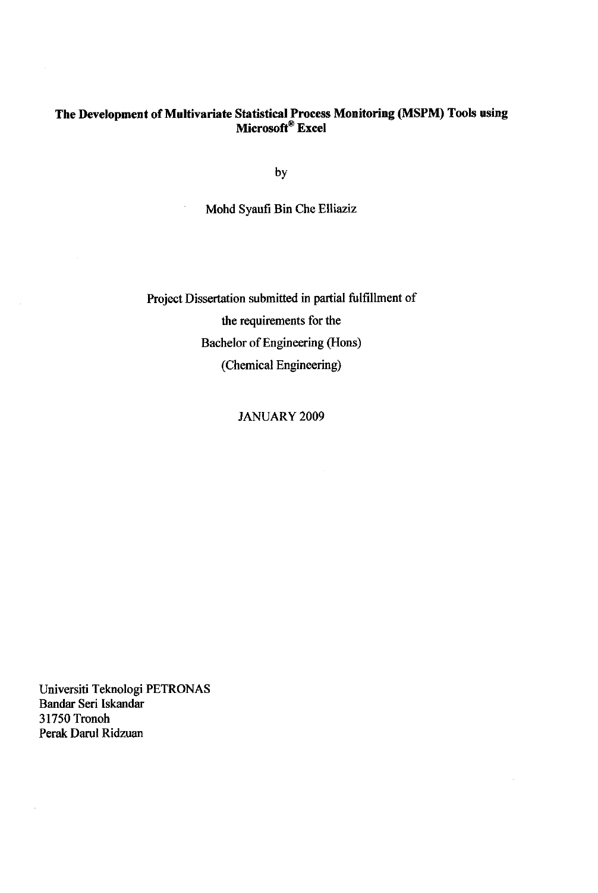# The Development of Multivariate Statistical Process Monitoring (MSPM) Tools using Microsoft® Excel

by

Mohd Syaufi Bin Che Elliaziz

Project Dissertation submitted in partial fulfillment of

the requirements for the

Bachelor of Engineering (Hons)

(Chemical Engineering)

JANUARY 2009

Universiti Teknologi PETRONAS
Bandar Seri Iskandar
31750 Tronoh
Perak Darul Ridzuan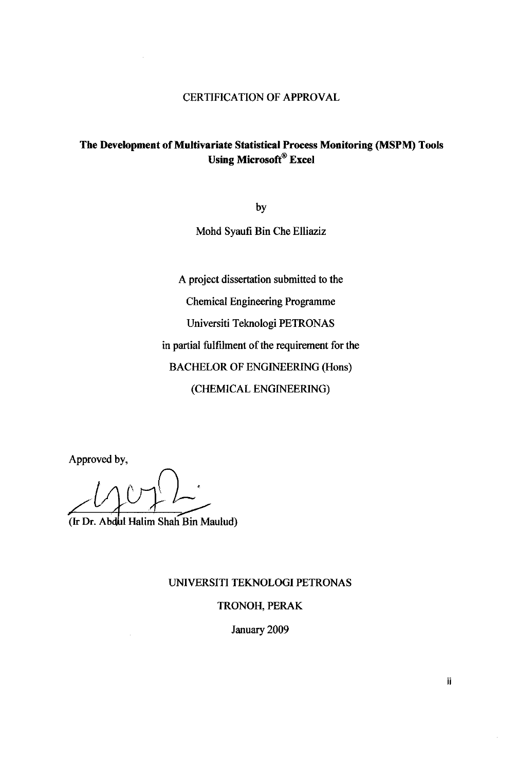# CERTIFICATION OF APPROVAL

**The Development of Multivariate Statistical Process Monitoring (MSPM) Tools Using Microsoft® Excel**

by

Mohd Syaufi Bin Che Elliaziz

A project dissertation submitted to the

Chemical Engineering Programme

Universiti Teknologi PETRONAS

in partial fulfilment of the requirement for the

BACHELOR OF ENGINEERING (Hons)

(CHEMICAL ENGINEERING)

Approved by,

(Ir Dr. Abdul Halim Shah Bin Maulud)

UNIVERSITI TEKNOLOGI PETRONAS

TRONOH, PERAK

January 2009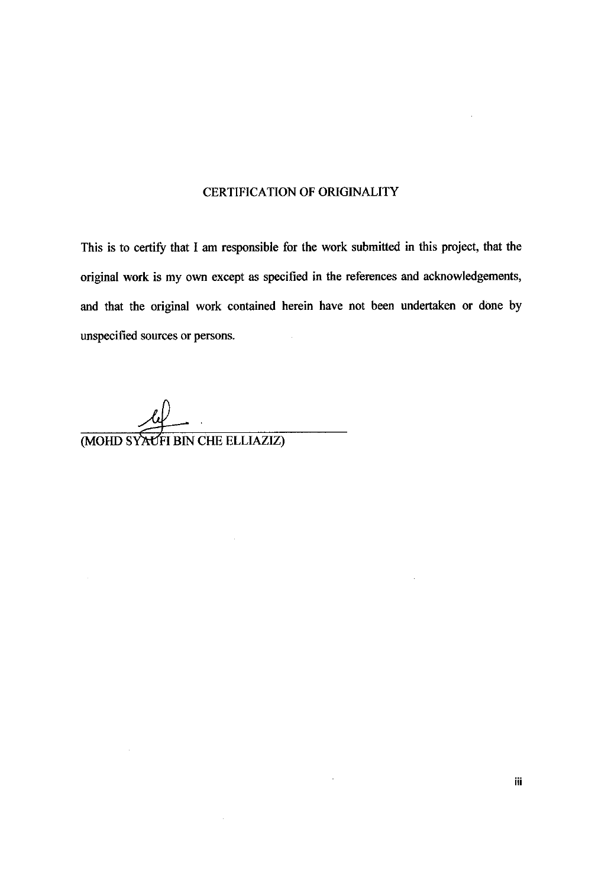# CERTIFICATION OF ORIGINALITY

This is to certify that I am responsible for the work submitted in this project, that the original work is my own except as specified in the references and acknowledgements, and that the original work contained herein have not been undertaken or done by unspecified sources or persons.

(MOHD SYAUFI BIN CHE ELLIAZIZ)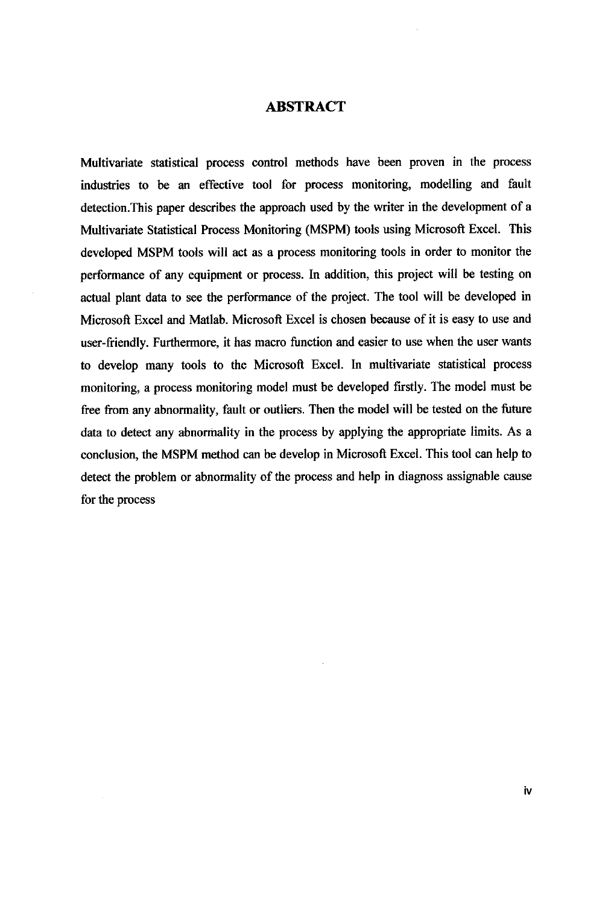# ABSTRACT

Multivariate statistical process control methods have been proven in the process industries to be an effective tool for process monitoring, modelling and fault detection.This paper describes the approach used by the writer in the development of a Multivariate Statistical Process Monitoring (MSPM) tools using Microsoft Excel. This developed MSPM tools will act as a process monitoring tools in order to monitor the performance of any equipment or process. In addition, this project will be testing on actual plant data to see the performance of the project. The tool will be developed in Microsoft Excel and Matlab. Microsoft Excel is chosen because of it is easy to use and user-friendly. Furthermore, it has macro function and easier to use when the user wants to develop many tools to the Microsoft Excel. In multivariate statistical process monitoring, a process monitoring model must be developed firstly. The model must be free from any abnormality, fault or outliers. Then the model will be tested on the future data to detect any abnormality in the process by applying the appropriate limits. As a conclusion, the MSPM method can be develop in Microsoft Excel. This tool can help to detect the problem or abnormality of the process and help in diagnoss assignable cause for the process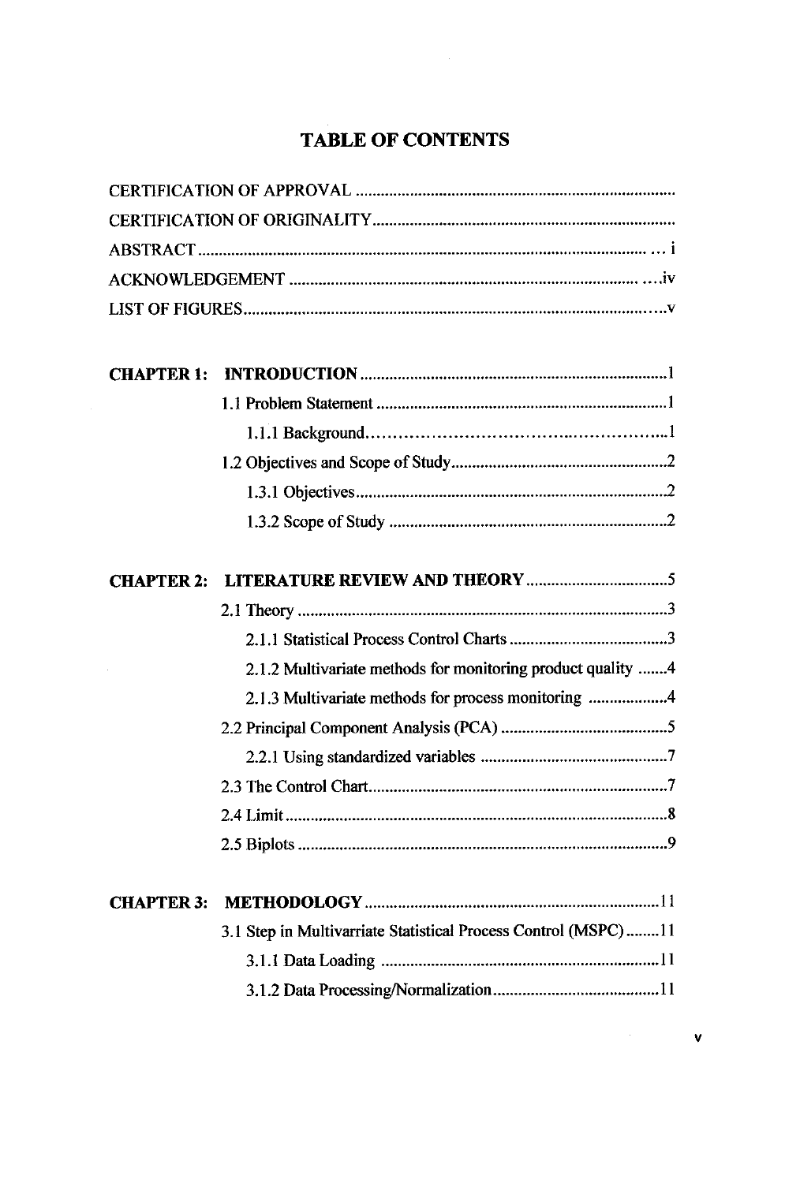# TABLE OF CONTENTS

CERTIFICATION OF APPROVAL ..............................................................................

CERTIFICATION OF ORIGINALITY.........................................................................

ABSTRACT ........................................................................................................... ... i

ACKNOWLEDGEMENT .................................................................................... ....iv

LIST OF FIGURES....................................................................................................v

**CHAPTER 1: INTRODUCTION** ..........................................................................1

1.1 Problem Statement .......................................................................1

1.1.1 Background.....................................................................1

1.2 Objectives and Scope of Study....................................................2

1.3.1 Objectives...........................................................................2

1.3.2 Scope of Study ...................................................................2

**CHAPTER 2: LITERATURE REVIEW AND THEORY**..................................5

2.1 Theory ..........................................................................................3

2.1.1 Statistical Process Control Charts .......................................3

2.1.2 Multivariate methods for monitoring product quality .......4

2.1.3 Multivariate methods for process monitoring ...................4

2.2 Principal Component Analysis (PCA) .........................................5

2.2.1 Using standardized variables .............................................7

2.3 The Control Chart.........................................................................7

2.4 Limit .............................................................................................8

2.5 Biplots ..........................................................................................9

**CHAPTER 3: METHODOLOGY** ........................................................................11

3.1 Step in Multivarriate Statistical Process Control (MSPC) ........11

3.1.1 Data Loading ...................................................................11

3.1.2 Data Processing/Normalization.........................................11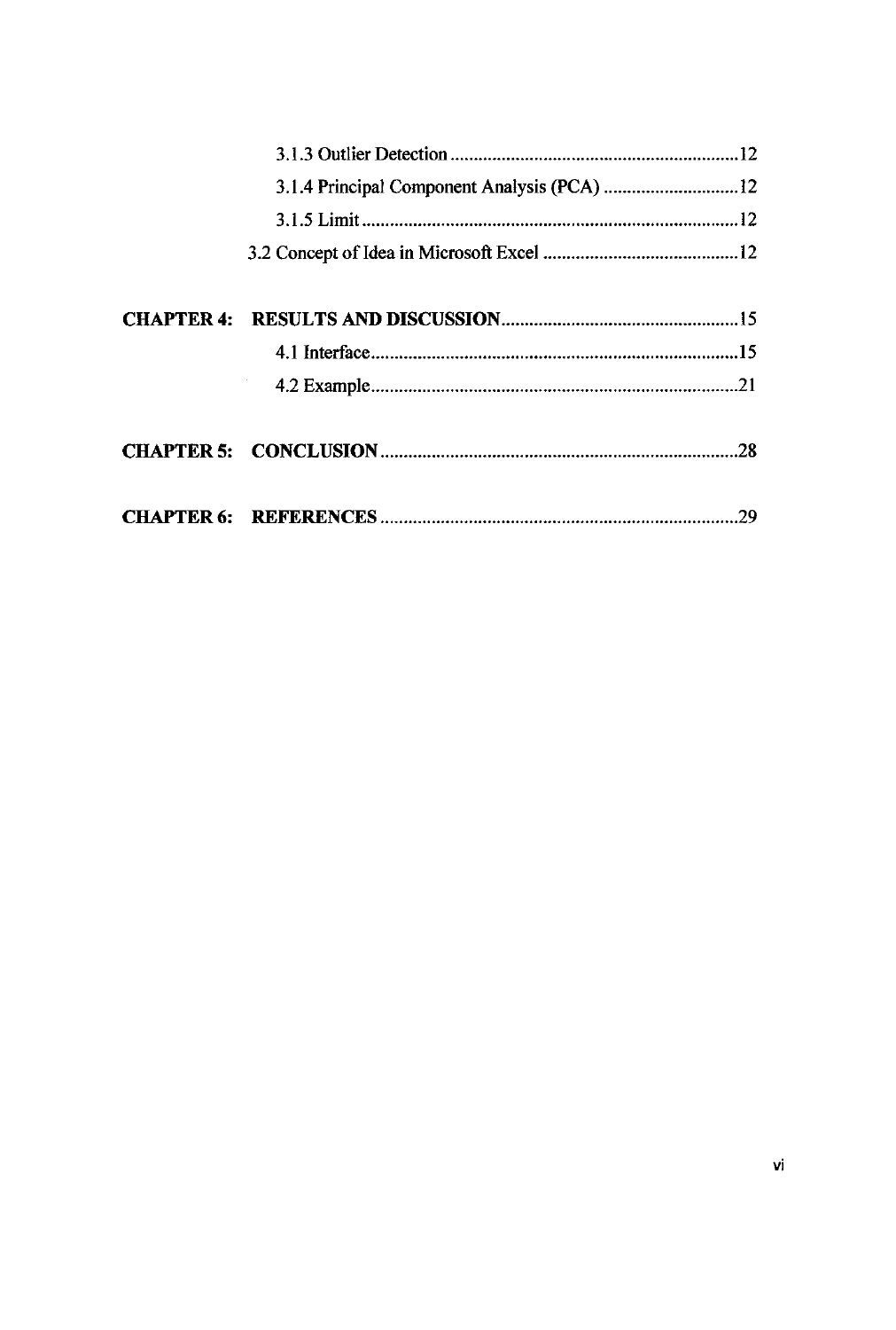3.1.3 Outlier Detection ............................................................ 12

3.1.4 Principal Component Analysis (PCA) ............................ 12

3.1.5 Limit ............................................................................... 12

3.2 Concept of Idea in Microsoft Excel ......................................... 12

**CHAPTER 4: RESULTS AND DISCUSSION** ................................................ 15

4.1 Interface ............................................................................... 15

4.2 Example ............................................................................... 21

**CHAPTER 5: CONCLUSION** ......................................................................... 28

**CHAPTER 6: REFERENCES** ......................................................................... 29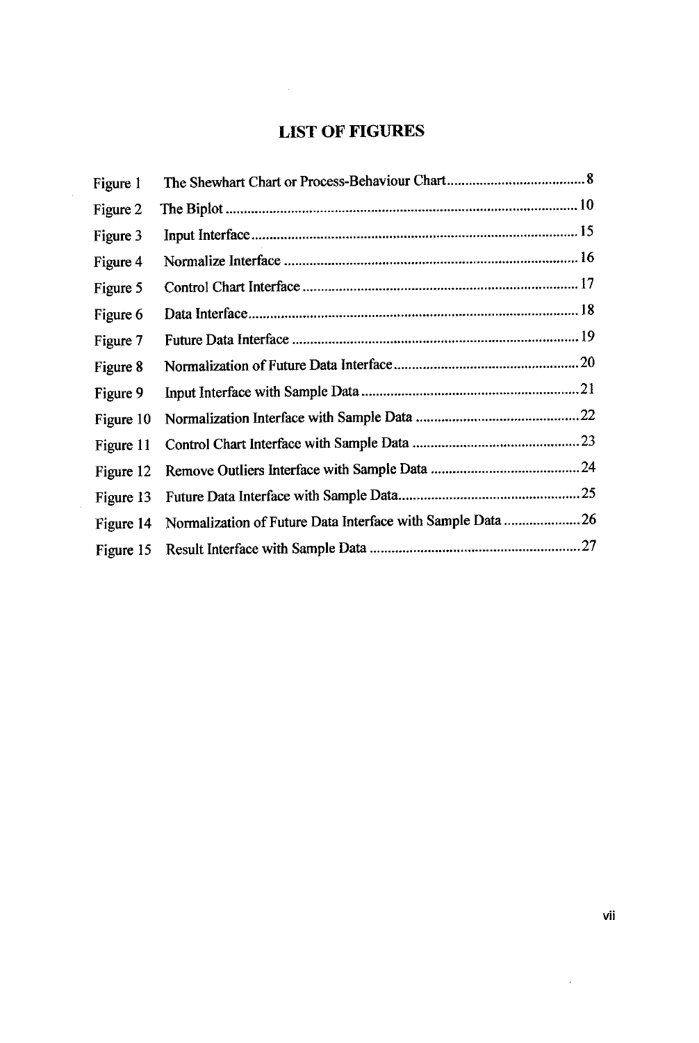# LIST OF FIGURES

| | | |
|---|---|---|
| Figure 1 | The Shewhart Chart or Process-Behaviour Chart | 8 |
| Figure 2 | The Biplot | 10 |
| Figure 3 | Input Interface | 15 |
| Figure 4 | Normalize Interface | 16 |
| Figure 5 | Control Chart Interface | 17 |
| Figure 6 | Data Interface | 18 |
| Figure 7 | Future Data Interface | 19 |
| Figure 8 | Normalization of Future Data Interface | 20 |
| Figure 9 | Input Interface with Sample Data | 21 |
| Figure 10 | Normalization Interface with Sample Data | 22 |
| Figure 11 | Control Chart Interface with Sample Data | 23 |
| Figure 12 | Remove Outliers Interface with Sample Data | 24 |
| Figure 13 | Future Data Interface with Sample Data | 25 |
| Figure 14 | Normalization of Future Data Interface with Sample Data | 26 |
| Figure 15 | Result Interface with Sample Data | 27 |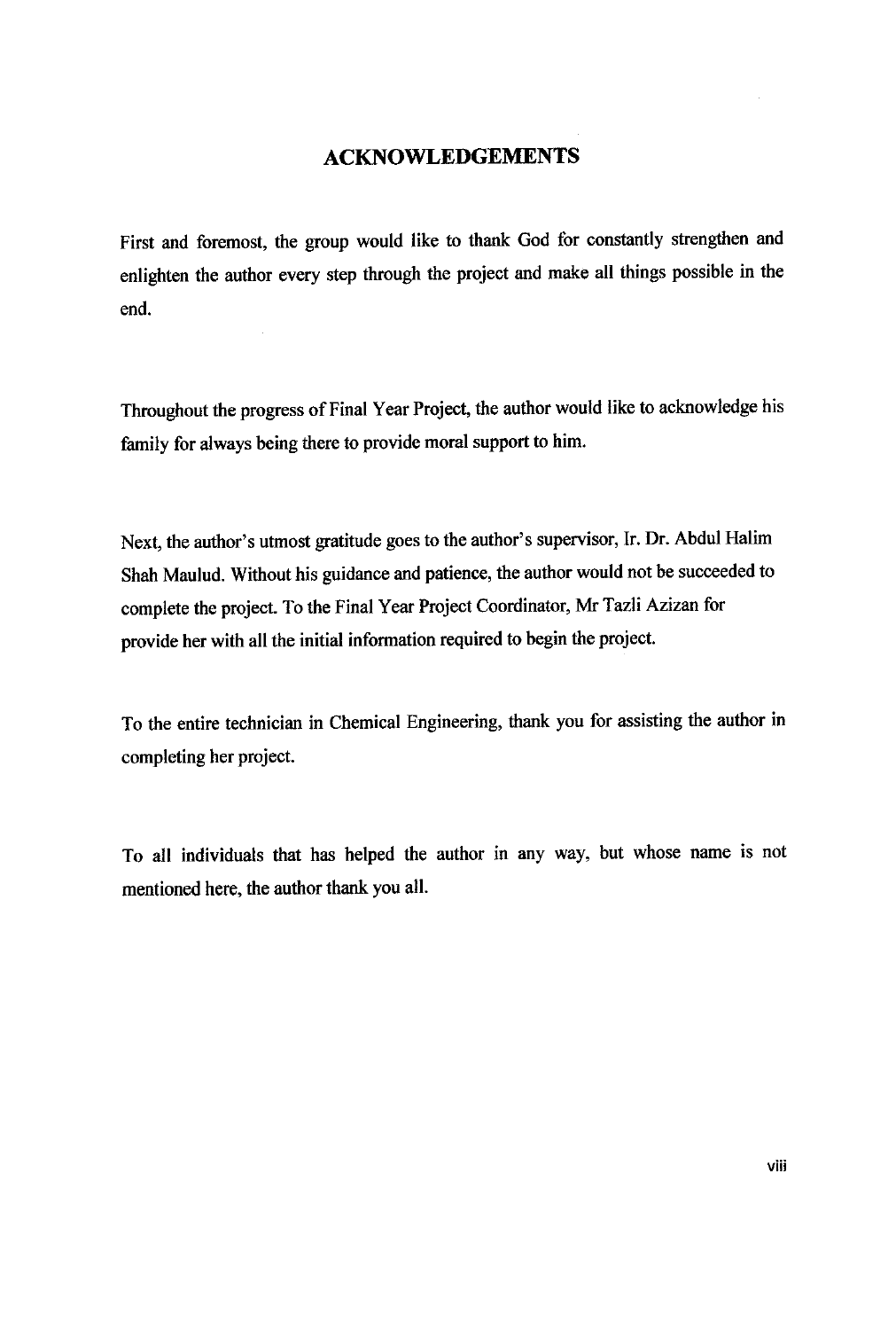# ACKNOWLEDGEMENTS

First and foremost, the group would like to thank God for constantly strengthen and enlighten the author every step through the project and make all things possible in the end.

Throughout the progress of Final Year Project, the author would like to acknowledge his family for always being there to provide moral support to him.

Next, the author's utmost gratitude goes to the author's supervisor, Ir. Dr. Abdul Halim Shah Maulud. Without his guidance and patience, the author would not be succeeded to complete the project. To the Final Year Project Coordinator, Mr Tazli Azizan for provide her with all the initial information required to begin the project.

To the entire technician in Chemical Engineering, thank you for assisting the author in completing her project.

To all individuals that has helped the author in any way, but whose name is not mentioned here, the author thank you all.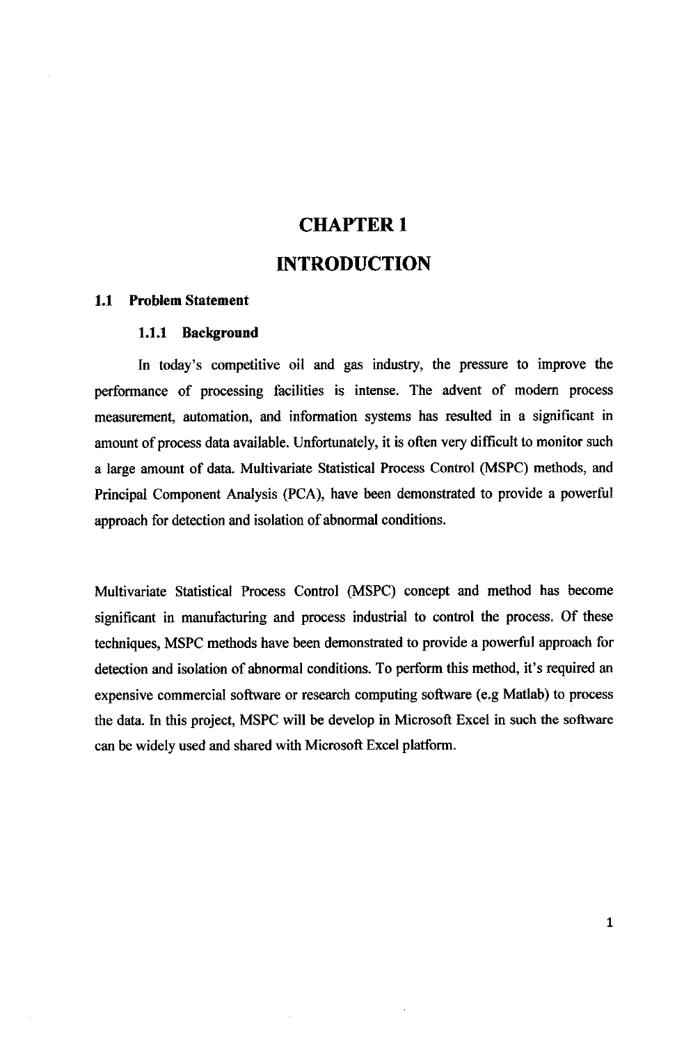# CHAPTER 1

# INTRODUCTION

## 1.1 Problem Statement

### 1.1.1 Background

In today's competitive oil and gas industry, the pressure to improve the performance of processing facilities is intense. The advent of modern process measurement, automation, and information systems has resulted in a significant in amount of process data available. Unfortunately, it is often very difficult to monitor such a large amount of data. Multivariate Statistical Process Control (MSPC) methods, and Principal Component Analysis (PCA), have been demonstrated to provide a powerful approach for detection and isolation of abnormal conditions.

Multivariate Statistical Process Control (MSPC) concept and method has become significant in manufacturing and process industrial to control the process. Of these techniques, MSPC methods have been demonstrated to provide a powerful approach for detection and isolation of abnormal conditions. To perform this method, it's required an expensive commercial software or research computing software (e.g Matlab) to process the data. In this project, MSPC will be develop in Microsoft Excel in such the software can be widely used and shared with Microsoft Excel platform.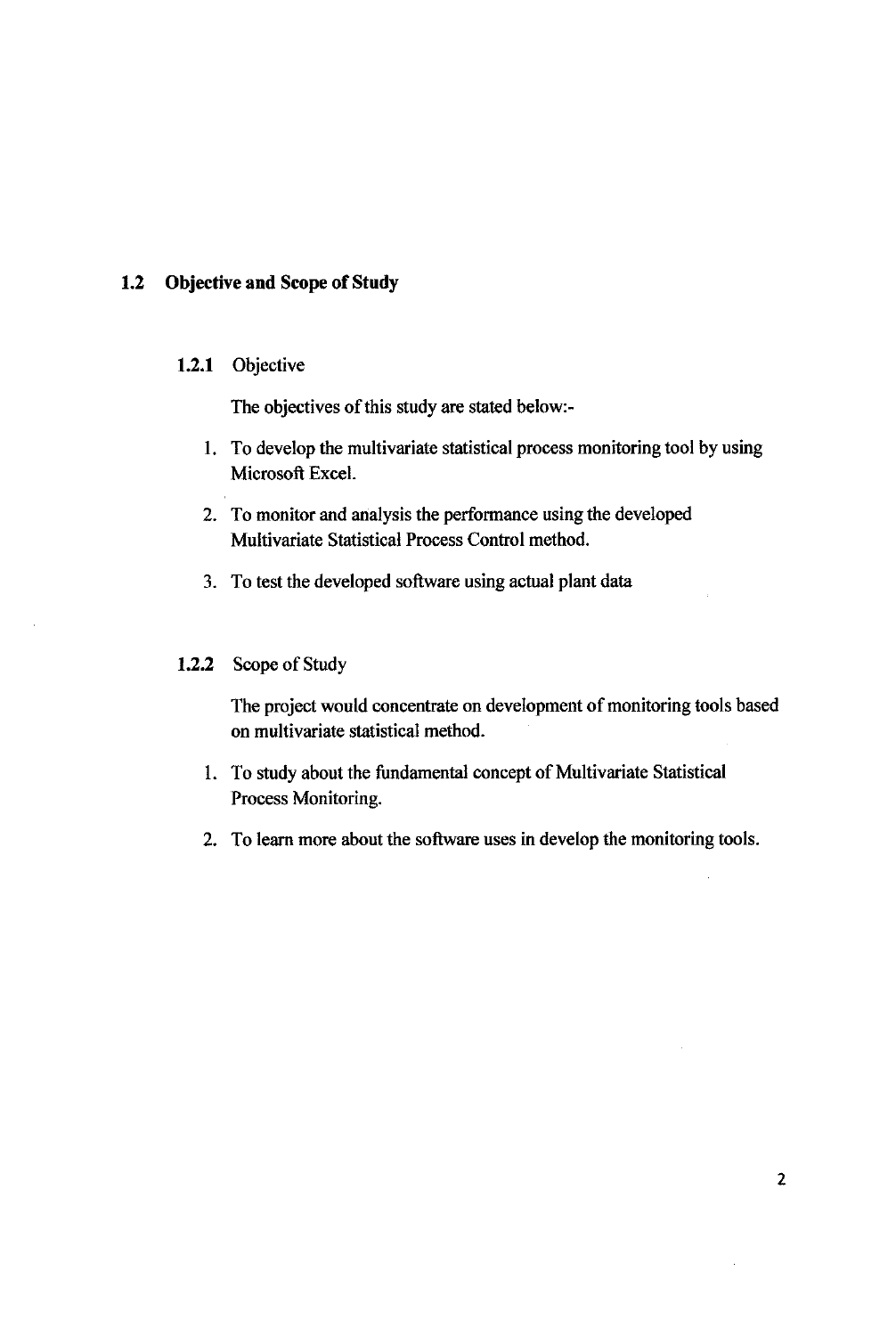## 1.2 Objective and Scope of Study

### 1.2.1 Objective

The objectives of this study are stated below:-

1. To develop the multivariate statistical process monitoring tool by using Microsoft Excel.
2. To monitor and analysis the performance using the developed Multivariate Statistical Process Control method.
3. To test the developed software using actual plant data

### 1.2.2 Scope of Study

The project would concentrate on development of monitoring tools based on multivariate statistical method.

1. To study about the fundamental concept of Multivariate Statistical Process Monitoring.
2. To learn more about the software uses in develop the monitoring tools.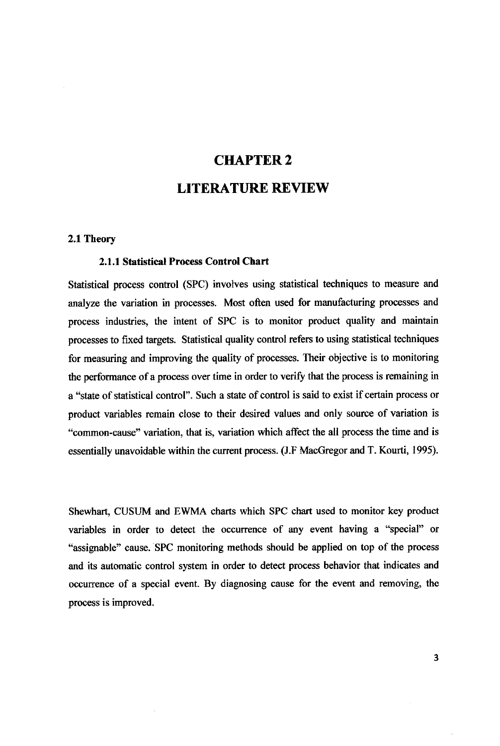# CHAPTER 2

# LITERATURE REVIEW

## 2.1 Theory

### 2.1.1 Statistical Process Control Chart

Statistical process control (SPC) involves using statistical techniques to measure and analyze the variation in processes. Most often used for manufacturing processes and process industries, the intent of SPC is to monitor product quality and maintain processes to fixed targets. Statistical quality control refers to using statistical techniques for measuring and improving the quality of processes. Their objective is to monitoring the performance of a process over time in order to verify that the process is remaining in a "state of statistical control". Such a state of control is said to exist if certain process or product variables remain close to their desired values and only source of variation is "common-cause" variation, that is, variation which affect the all process the time and is essentially unavoidable within the current process. (J.F MacGregor and T. Kourti, 1995).

Shewhart, CUSUM and EWMA charts which SPC chart used to monitor key product variables in order to detect the occurrence of any event having a "special" or "assignable" cause. SPC monitoring methods should be applied on top of the process and its automatic control system in order to detect process behavior that indicates and occurrence of a special event. By diagnosing cause for the event and removing, the process is improved.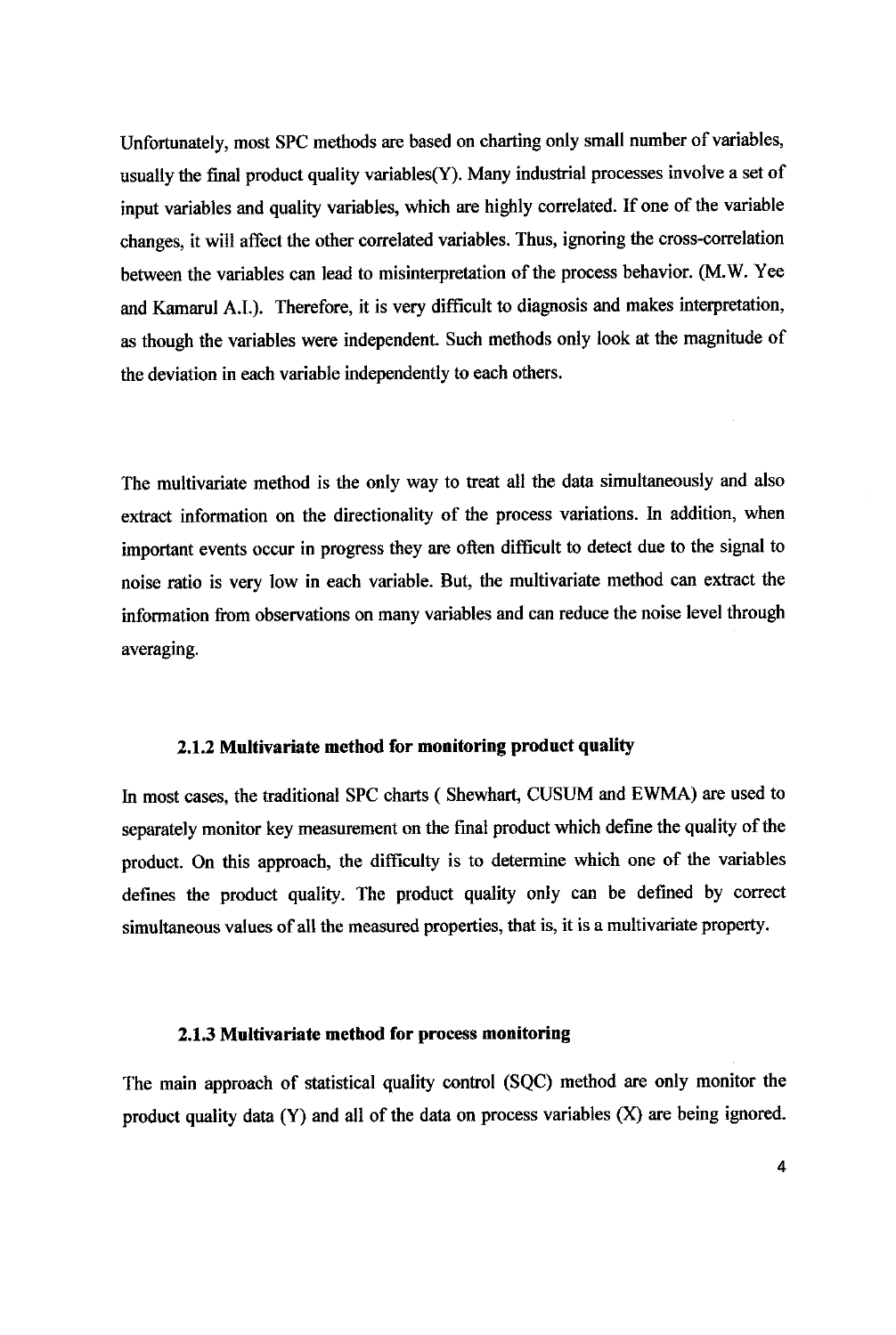Unfortunately, most SPC methods are based on charting only small number of variables, usually the final product quality variables(Y). Many industrial processes involve a set of input variables and quality variables, which are highly correlated. If one of the variable changes, it will affect the other correlated variables. Thus, ignoring the cross-correlation between the variables can lead to misinterpretation of the process behavior. (M.W. Yee and Kamarul A.I.). Therefore, it is very difficult to diagnosis and makes interpretation, as though the variables were independent. Such methods only look at the magnitude of the deviation in each variable independently to each others.

The multivariate method is the only way to treat all the data simultaneously and also extract information on the directionality of the process variations. In addition, when important events occur in progress they are often difficult to detect due to the signal to noise ratio is very low in each variable. But, the multivariate method can extract the information from observations on many variables and can reduce the noise level through averaging.

### 2.1.2 Multivariate method for monitoring product quality

In most cases, the traditional SPC charts ( Shewhart, CUSUM and EWMA) are used to separately monitor key measurement on the final product which define the quality of the product. On this approach, the difficulty is to determine which one of the variables defines the product quality. The product quality only can be defined by correct simultaneous values of all the measured properties, that is, it is a multivariate property.

### 2.1.3 Multivariate method for process monitoring

The main approach of statistical quality control (SQC) method are only monitor the product quality data (Y) and all of the data on process variables (X) are being ignored.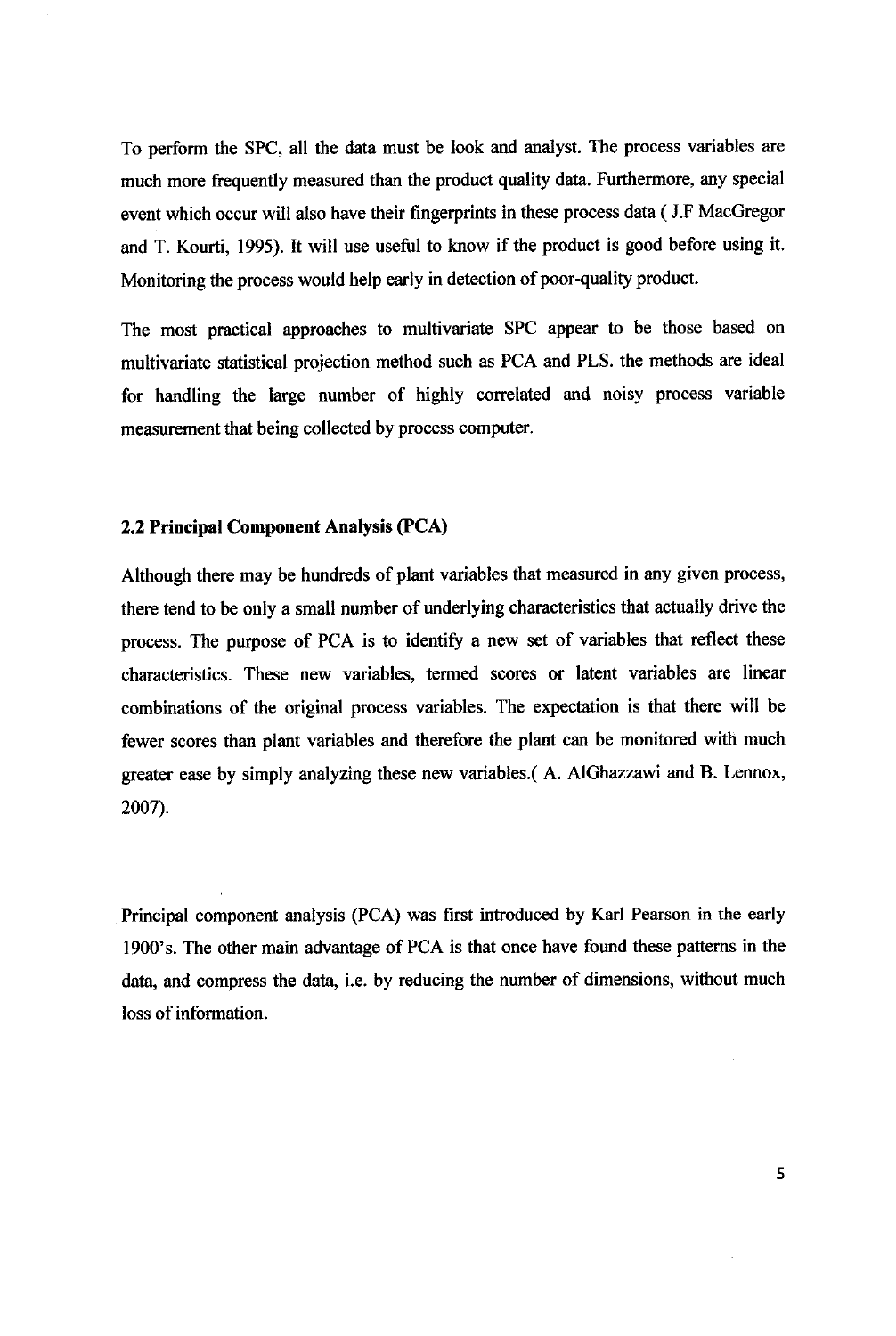To perform the SPC, all the data must be look and analyst. The process variables are much more frequently measured than the product quality data. Furthermore, any special event which occur will also have their fingerprints in these process data ( J.F MacGregor and T. Kourti, 1995). It will use useful to know if the product is good before using it. Monitoring the process would help early in detection of poor-quality product.

The most practical approaches to multivariate SPC appear to be those based on multivariate statistical projection method such as PCA and PLS. the methods are ideal for handling the large number of highly correlated and noisy process variable measurement that being collected by process computer.

## 2.2 Principal Component Analysis (PCA)

Although there may be hundreds of plant variables that measured in any given process, there tend to be only a small number of underlying characteristics that actually drive the process. The purpose of PCA is to identify a new set of variables that reflect these characteristics. These new variables, termed scores or latent variables are linear combinations of the original process variables. The expectation is that there will be fewer scores than plant variables and therefore the plant can be monitored with much greater ease by simply analyzing these new variables.( A. AlGhazzawi and B. Lennox, 2007).

Principal component analysis (PCA) was first introduced by Karl Pearson in the early 1900's. The other main advantage of PCA is that once have found these patterns in the data, and compress the data, i.e. by reducing the number of dimensions, without much loss of information.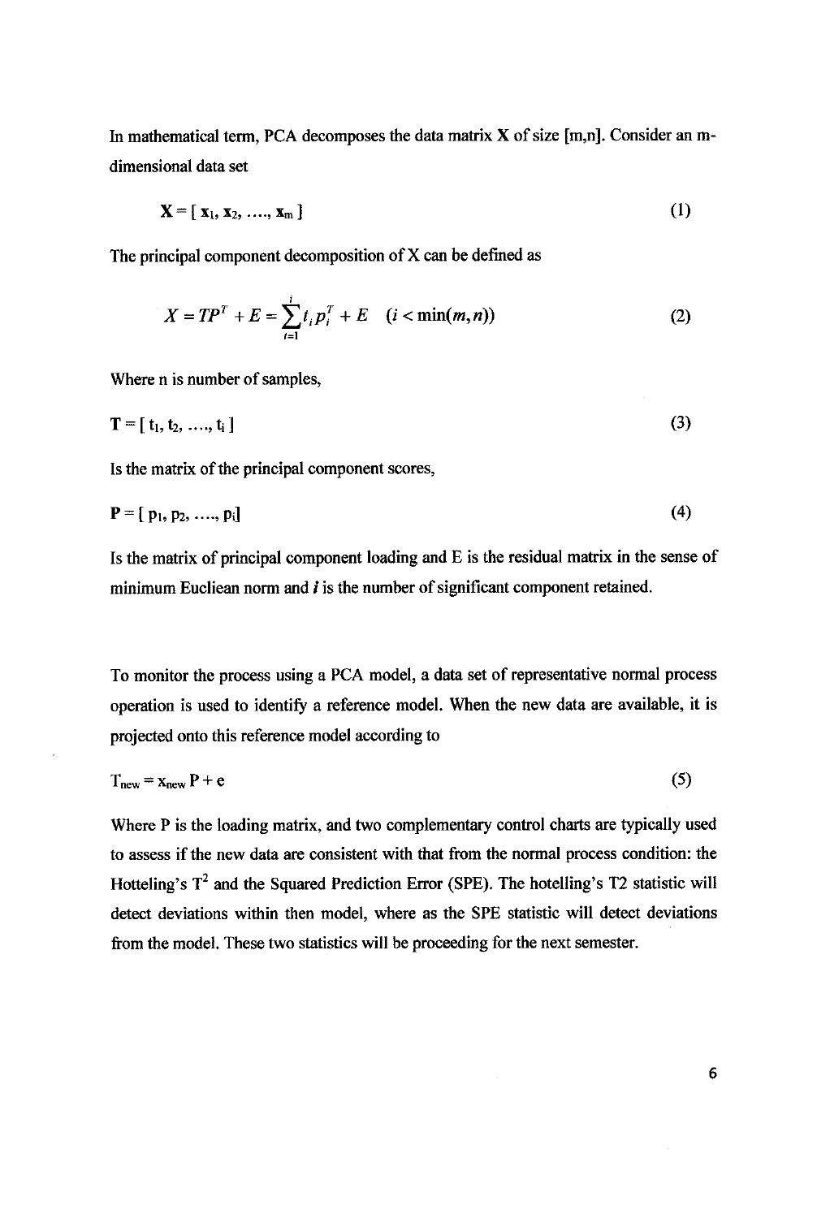In mathematical term, PCA decomposes the data matrix **X** of size [m,n]. Consider an m-dimensional data set

$$\mathbf{X} = [\, \mathbf{x}_1, \mathbf{x}_2, \ldots, \mathbf{x}_m \,] \tag{1}$$

The principal component decomposition of X can be defined as

$$X = TP^T + E = \sum_{i=1}^{i} t_i p_i^T + E \quad (i < \min(m,n)) \tag{2}$$

Where n is number of samples,

$$\mathbf{T} = [\, \mathrm{t}_1, \mathrm{t}_2, \ldots, \mathrm{t}_i \,] \tag{3}$$

Is the matrix of the principal component scores,

$$\mathbf{P} = [\, \mathrm{p}_1, \mathrm{p}_2, \ldots, \mathrm{p}_i] \tag{4}$$

Is the matrix of principal component loading and E is the residual matrix in the sense of minimum Euclean norm and *i* is the number of significant component retained.

To monitor the process using a PCA model, a data set of representative normal process operation is used to identify a reference model. When the new data are available, it is projected onto this reference model according to

$$\mathrm{T}_{\mathrm{new}} = \mathrm{x}_{\mathrm{new}}\, \mathrm{P} + \mathrm{e} \tag{5}$$

Where P is the loading matrix, and two complementary control charts are typically used to assess if the new data are consistent with that from the normal process condition: the Hotteling's $T^2$ and the Squared Prediction Error (SPE). The hotelling's T2 statistic will detect deviations within then model, where as the SPE statistic will detect deviations from the model. These two statistics will be proceeding for the next semester.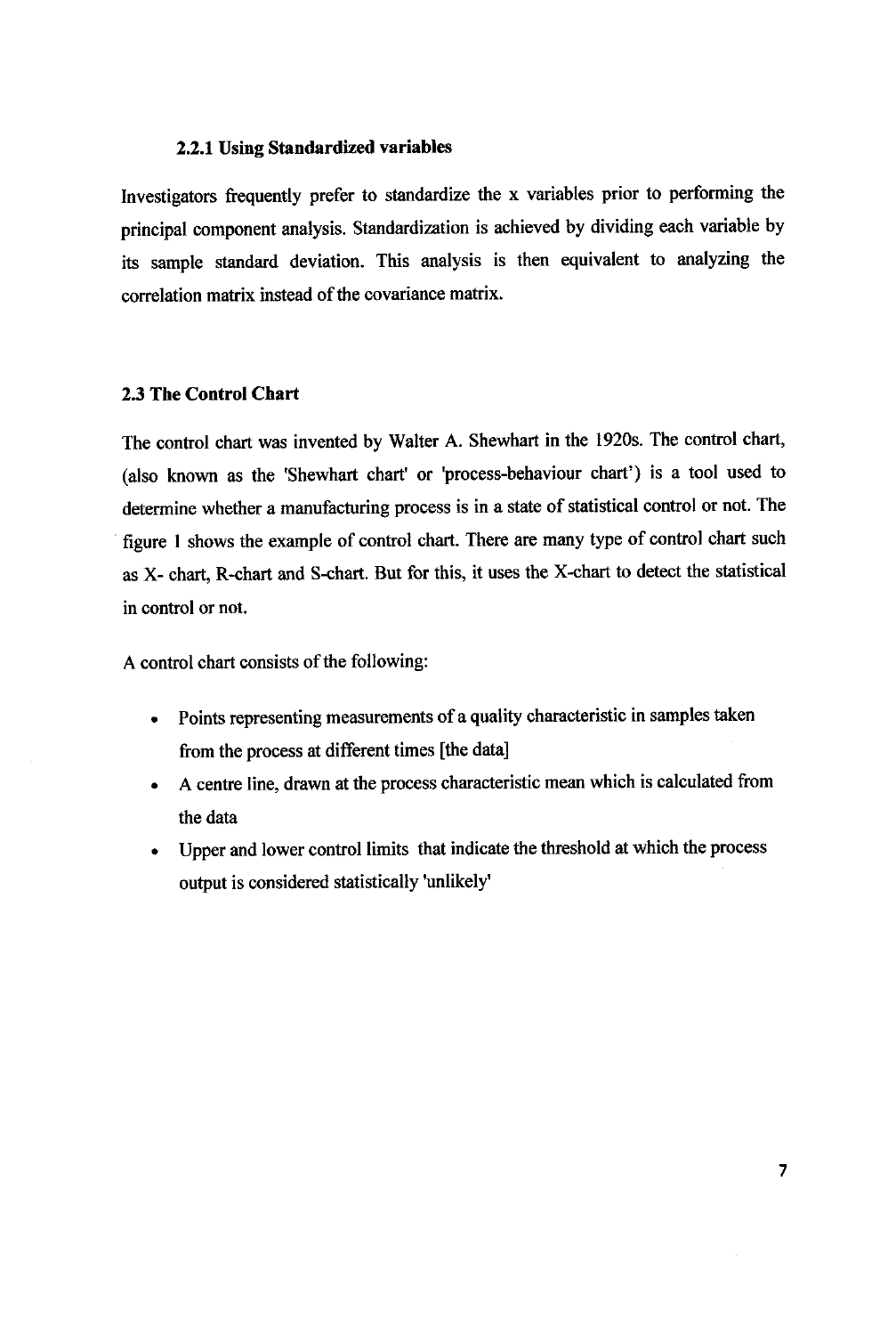### 2.2.1 Using Standardized variables

Investigators frequently prefer to standardize the x variables prior to performing the principal component analysis. Standardization is achieved by dividing each variable by its sample standard deviation. This analysis is then equivalent to analyzing the correlation matrix instead of the covariance matrix.

## 2.3 The Control Chart

The control chart was invented by Walter A. Shewhart in the 1920s. The control chart, (also known as the 'Shewhart chart' or 'process-behaviour chart') is a tool used to determine whether a manufacturing process is in a state of statistical control or not. The figure 1 shows the example of control chart. There are many type of control chart such as X- chart, R-chart and S-chart. But for this, it uses the X-chart to detect the statistical in control or not.

A control chart consists of the following:

- Points representing measurements of a quality characteristic in samples taken from the process at different times [the data]
- A centre line, drawn at the process characteristic mean which is calculated from the data
- Upper and lower control limits that indicate the threshold at which the process output is considered statistically 'unlikely'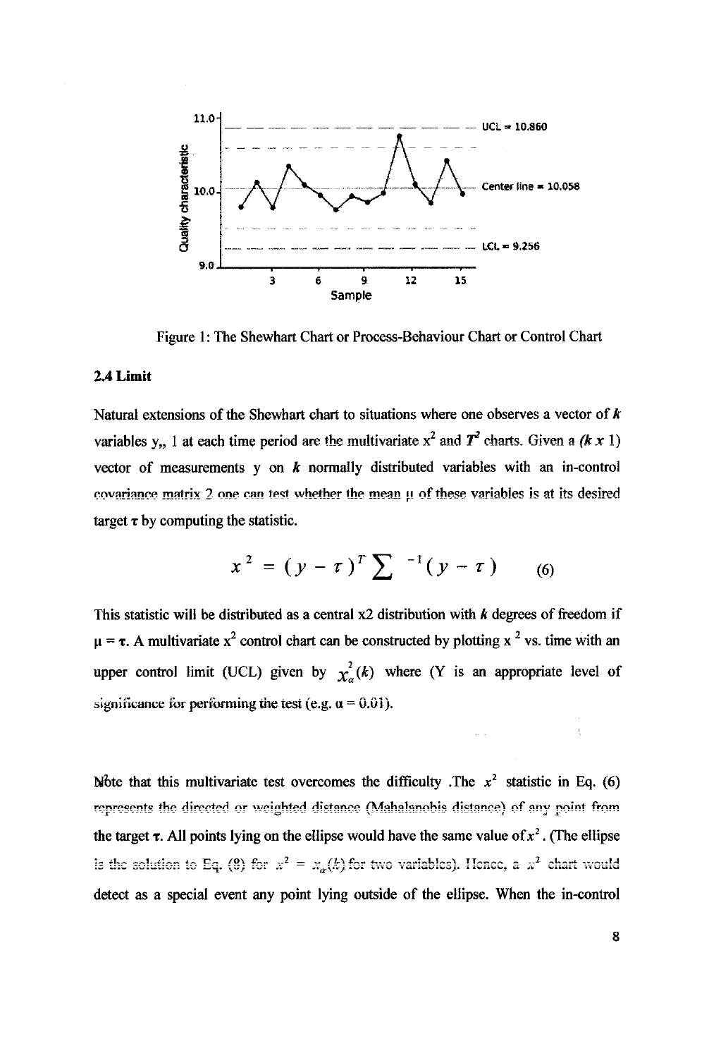Figure 1: The Shewhart Chart or Process-Behaviour Chart or Control Chart

### 2.4 Limit

Natural extensions of the Shewhart chart to situations where one observes a vector of $k$ variables $y_{t}$, 1 at each time period are the multivariate $x^2$ and $T^2$ charts. Given a $(k \times 1)$ vector of measurements y on $k$ normally distributed variables with an in-control covariance matrix $\Sigma$ one can test whether the mean $\mu$ of these variables is at its desired target $\tau$ by computing the statistic.

$$x^2 = (y - \tau)^T \sum{}^{-1} (y - \tau) \qquad (6)$$

This statistic will be distributed as a central x2 distribution with $k$ degrees of freedom if $\mu = \tau$. A multivariate $x^2$ control chart can be constructed by plotting $x^2$ vs. time with an upper control limit (UCL) given by $\chi^2_{\alpha}(k)$ where (Y is an appropriate level of significance for performing the test (e.g. $\alpha = 0.01$).

Note that this multivariate test overcomes the difficulty .The $x^2$ statistic in Eq. (6) represents the directed or weighted distance (Mahalanobis distance) of any point from the target $\tau$. All points lying on the ellipse would have the same value of $x^2$. (The ellipse is the solution to Eq. (8) for $x^2 = x_{\alpha}(k)$ for two variables). Hence, a $x^2$ chart would detect as a special event any point lying outside of the ellipse. When the in-control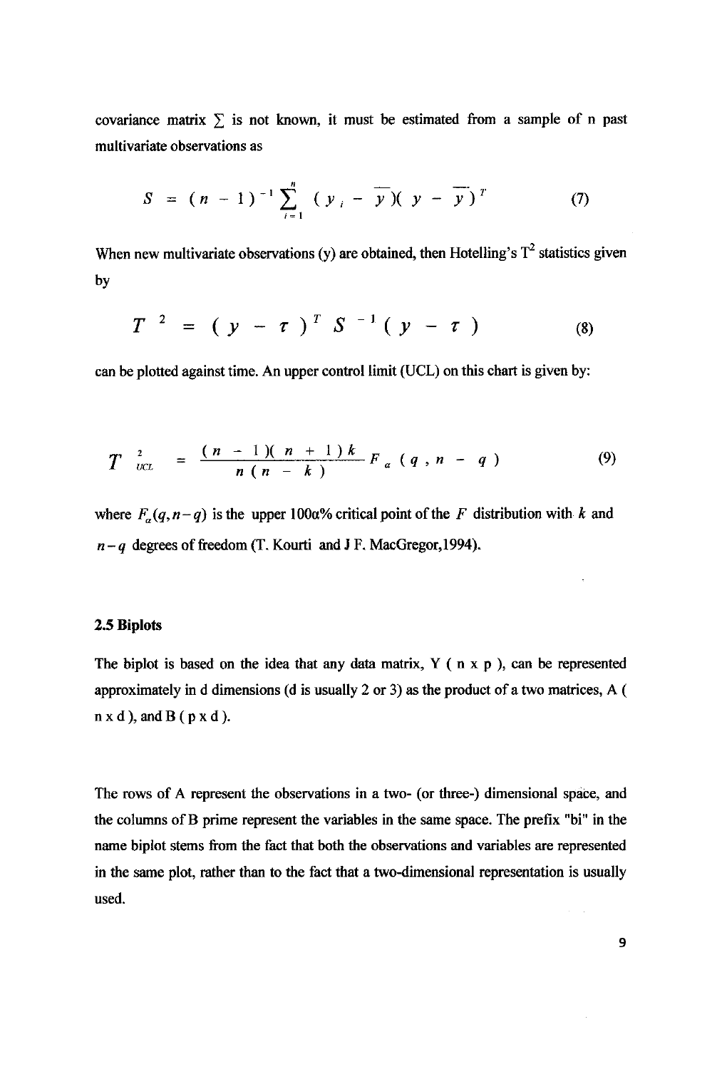covariance matrix $\sum$ is not known, it must be estimated from a sample of n past multivariate observations as

$$S = (n-1)^{-1} \sum_{i=1}^{n} (y_i - \bar{y})(y - \bar{y})^T \tag{7}$$

When new multivariate observations (y) are obtained, then Hotelling's $T^2$ statistics given by

$$T^2 = (y - \tau)^T S^{-1} (y - \tau) \tag{8}$$

can be plotted against time. An upper control limit (UCL) on this chart is given by:

$$T^2_{UCL} = \frac{(n-1)(n+1)k}{n(n-k)} F_\alpha (q, n-q) \tag{9}$$

where $F_\alpha(q, n-q)$ is the upper $100\alpha\%$ critical point of the $F$ distribution with $k$ and $n-q$ degrees of freedom (T. Kourti and J F. MacGregor,1994).

## 2.5 Biplots

The biplot is based on the idea that any data matrix, Y ( n x p ), can be represented approximately in d dimensions (d is usually 2 or 3) as the product of a two matrices, A ( n x d ), and B ( p x d ).

The rows of A represent the observations in a two- (or three-) dimensional space, and the columns of B prime represent the variables in the same space. The prefix "bi" in the name biplot stems from the fact that both the observations and variables are represented in the same plot, rather than to the fact that a two-dimensional representation is usually used.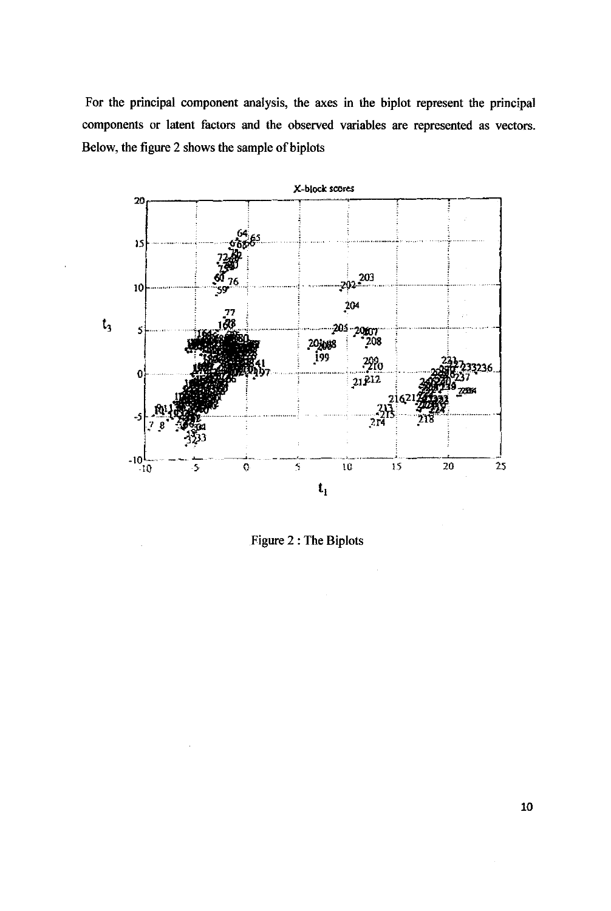For the principal component analysis, the axes in the biplot represent the principal components or latent factors and the observed variables are represented as vectors. Below, the figure 2 shows the sample of biplots

Figure 2 : The Biplots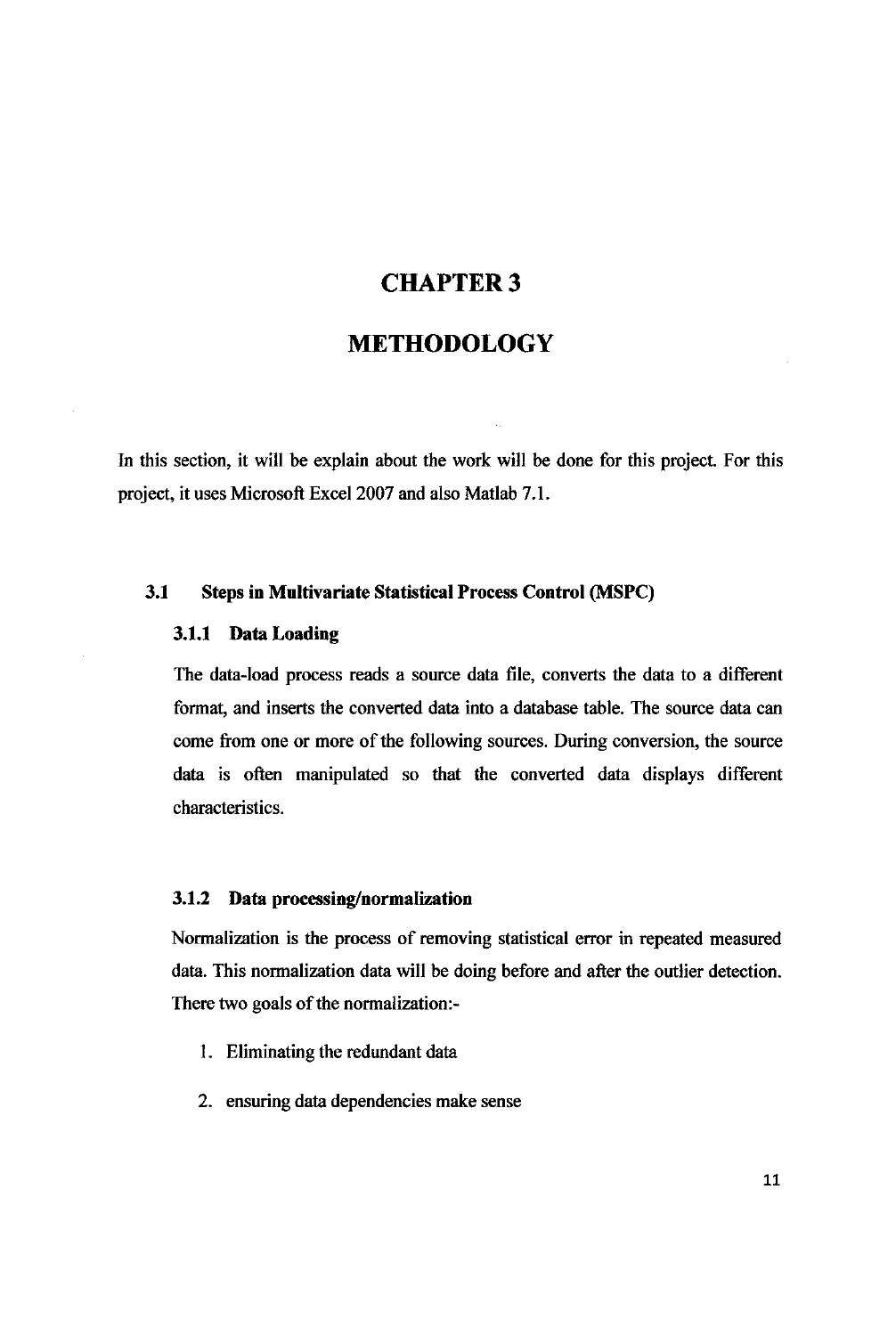# CHAPTER 3

# METHODOLOGY

In this section, it will be explain about the work will be done for this project. For this project, it uses Microsoft Excel 2007 and also Matlab 7.1.

## 3.1 Steps in Multivariate Statistical Process Control (MSPC)

### 3.1.1 Data Loading

The data-load process reads a source data file, converts the data to a different format, and inserts the converted data into a database table. The source data can come from one or more of the following sources. During conversion, the source data is often manipulated so that the converted data displays different characteristics.

### 3.1.2 Data processing/normalization

Normalization is the process of removing statistical error in repeated measured data. This normalization data will be doing before and after the outlier detection. There two goals of the normalization:-

1. Eliminating the redundant data
2. ensuring data dependencies make sense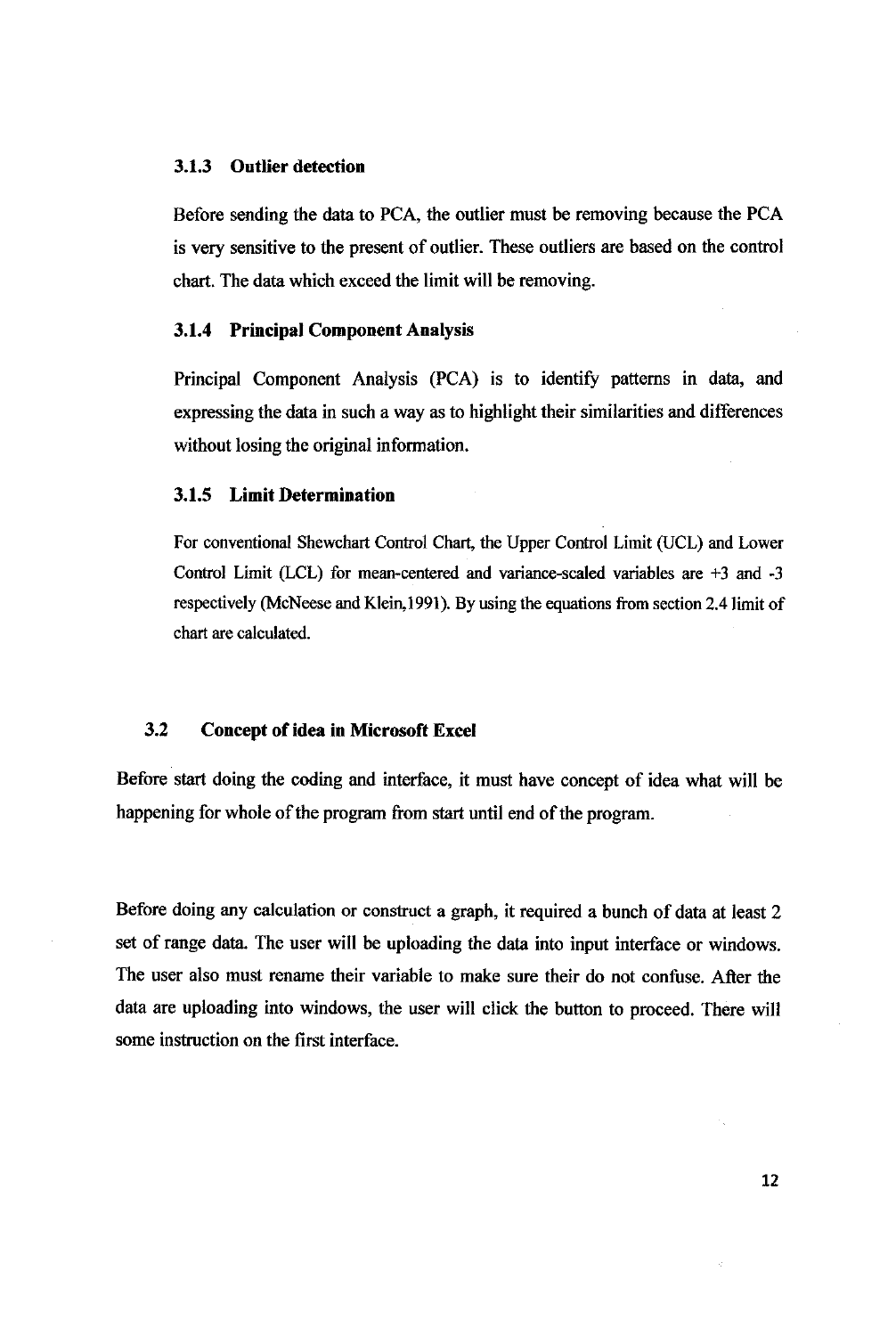### 3.1.3 Outlier detection

Before sending the data to PCA, the outlier must be removing because the PCA is very sensitive to the present of outlier. These outliers are based on the control chart. The data which exceed the limit will be removing.

### 3.1.4 Principal Component Analysis

Principal Component Analysis (PCA) is to identify patterns in data, and expressing the data in such a way as to highlight their similarities and differences without losing the original information.

### 3.1.5 Limit Determination

For conventional Shewchart Control Chart, the Upper Control Limit (UCL) and Lower Control Limit (LCL) for mean-centered and variance-scaled variables are +3 and -3 respectively (McNeese and Klein,1991). By using the equations from section 2.4 limit of chart are calculated.

## 3.2 Concept of idea in Microsoft Excel

Before start doing the coding and interface, it must have concept of idea what will be happening for whole of the program from start until end of the program.

Before doing any calculation or construct a graph, it required a bunch of data at least 2 set of range data. The user will be uploading the data into input interface or windows. The user also must rename their variable to make sure their do not confuse. After the data are uploading into windows, the user will click the button to proceed. There will some instruction on the first interface.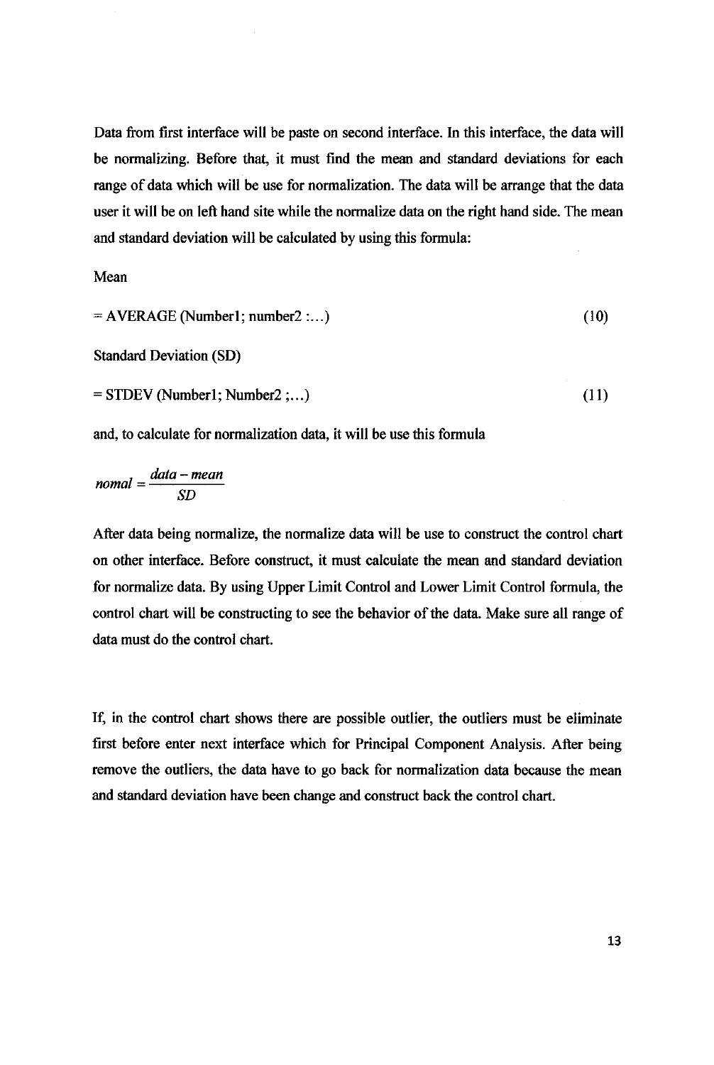Data from first interface will be paste on second interface. In this interface, the data will be normalizing. Before that, it must find the mean and standard deviations for each range of data which will be use for normalization. The data will be arrange that the data user it will be on left hand site while the normalize data on the right hand side. The mean and standard deviation will be calculated by using this formula:

Mean

= AVERAGE (Number1; number2 :...) (10)

Standard Deviation (SD)

= STDEV (Number1; Number2 ;...) (11)

and, to calculate for normalization data, it will be use this formula

$$nomal = \frac{data - mean}{SD}$$

After data being normalize, the normalize data will be use to construct the control chart on other interface. Before construct, it must calculate the mean and standard deviation for normalize data. By using Upper Limit Control and Lower Limit Control formula, the control chart will be constructing to see the behavior of the data. Make sure all range of data must do the control chart.

If, in the control chart shows there are possible outlier, the outliers must be eliminate first before enter next interface which for Principal Component Analysis. After being remove the outliers, the data have to go back for normalization data because the mean and standard deviation have been change and construct back the control chart.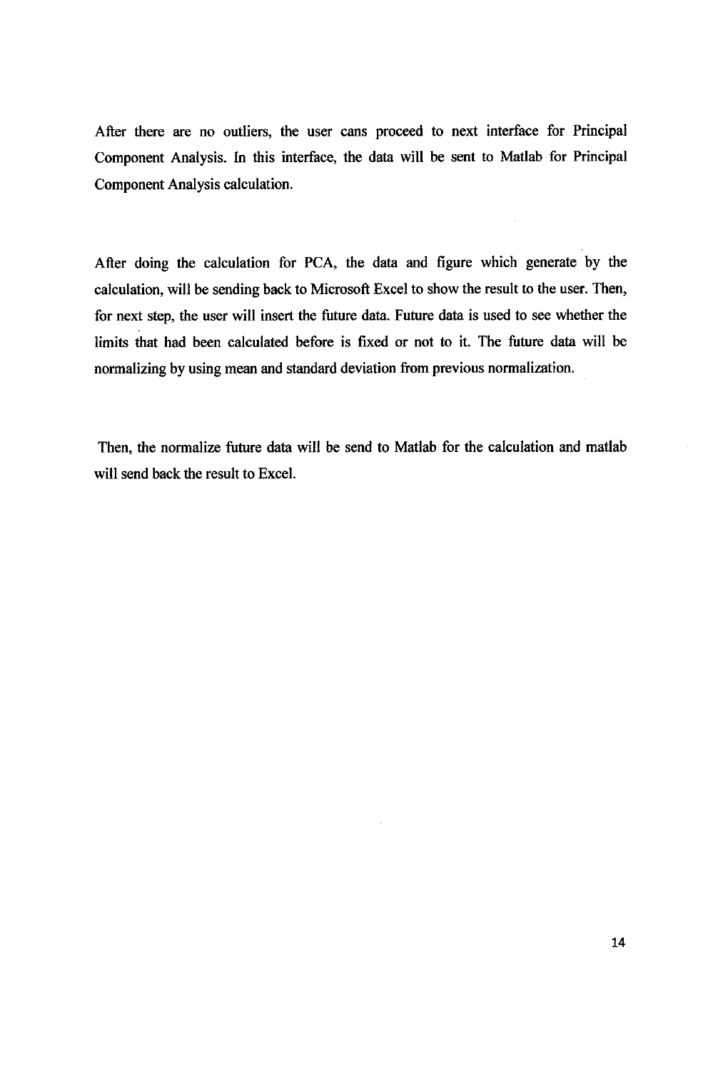After there are no outliers, the user cans proceed to next interface for Principal Component Analysis. In this interface, the data will be sent to Matlab for Principal Component Analysis calculation.

After doing the calculation for PCA, the data and figure which generate by the calculation, will be sending back to Microsoft Excel to show the result to the user. Then, for next step, the user will insert the future data. Future data is used to see whether the limits that had been calculated before is fixed or not to it. The future data will be normalizing by using mean and standard deviation from previous normalization.

Then, the normalize future data will be send to Matlab for the calculation and matlab will send back the result to Excel.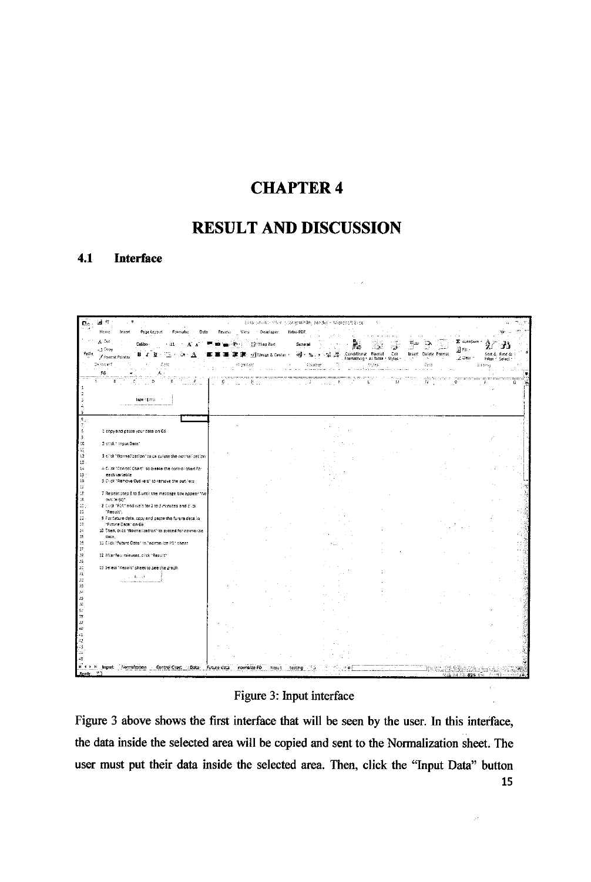# CHAPTER 4

# RESULT AND DISCUSSION

## 4.1 Interface

Figure 3: Input interface

Figure 3 above shows the first interface that will be seen by the user. In this interface, the data inside the selected area will be copied and sent to the Normalization sheet. The user must put their data inside the selected area. Then, click the "Input Data" button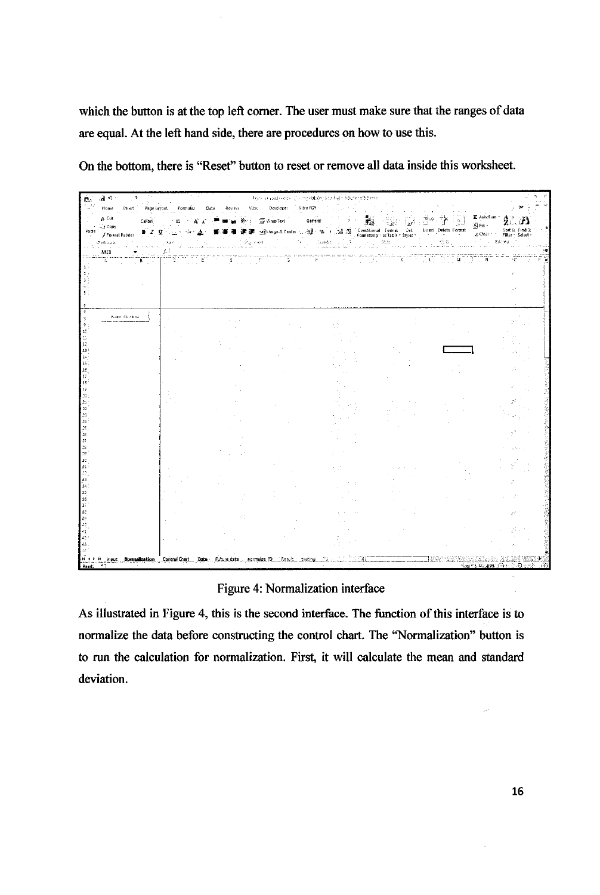which the button is at the top left corner. The user must make sure that the ranges of data are equal. At the left hand side, there are procedures on how to use this.

On the bottom, there is "Reset" button to reset or remove all data inside this worksheet.

Figure 4: Normalization interface

As illustrated in Figure 4, this is the second interface. The function of this interface is to normalize the data before constructing the control chart. The "Normalization" button is to run the calculation for normalization. First, it will calculate the mean and standard deviation.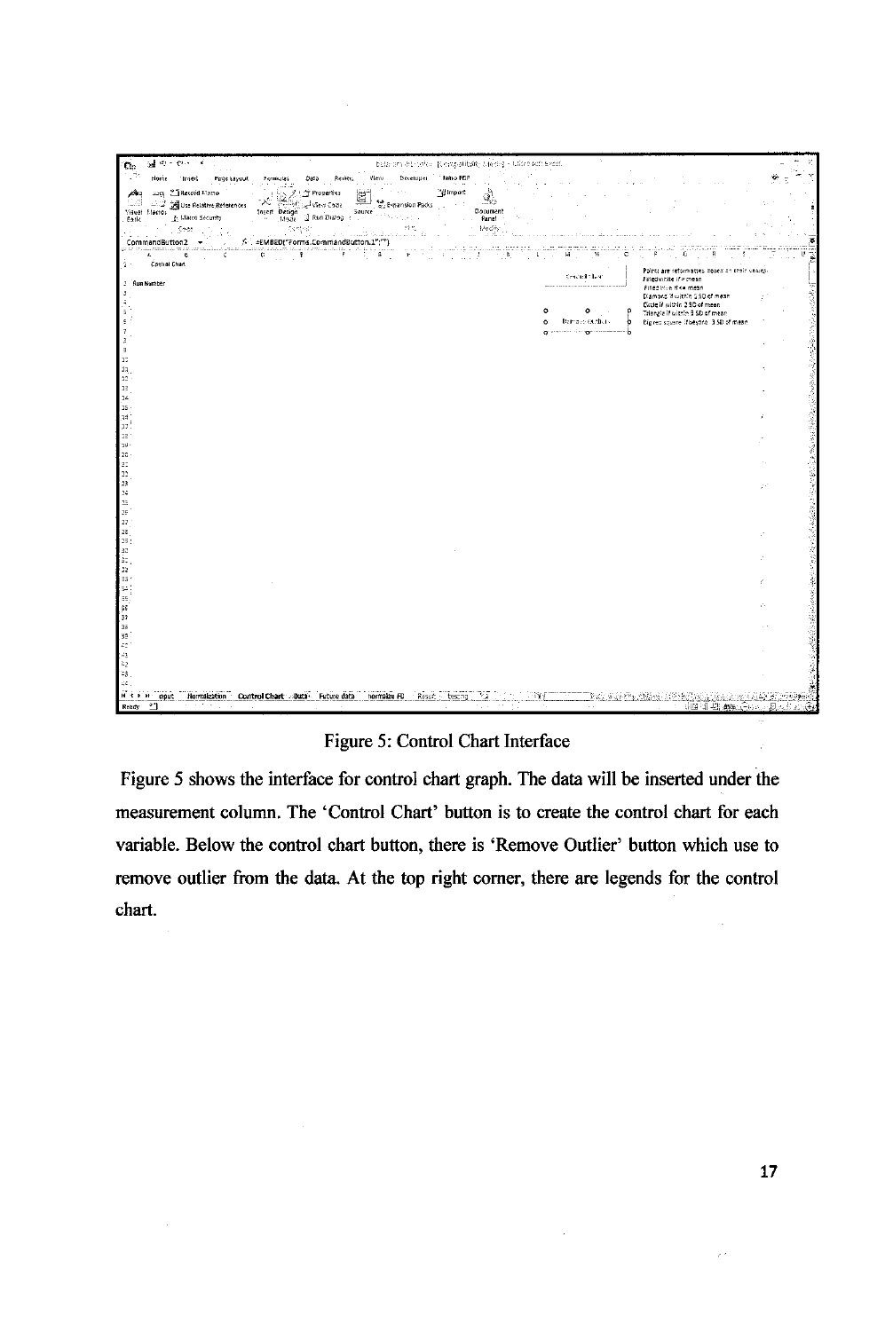Figure 5: Control Chart Interface

Figure 5 shows the interface for control chart graph. The data will be inserted under the measurement column. The 'Control Chart' button is to create the control chart for each variable. Below the control chart button, there is 'Remove Outlier' button which use to remove outlier from the data. At the top right corner, there are legends for the control chart.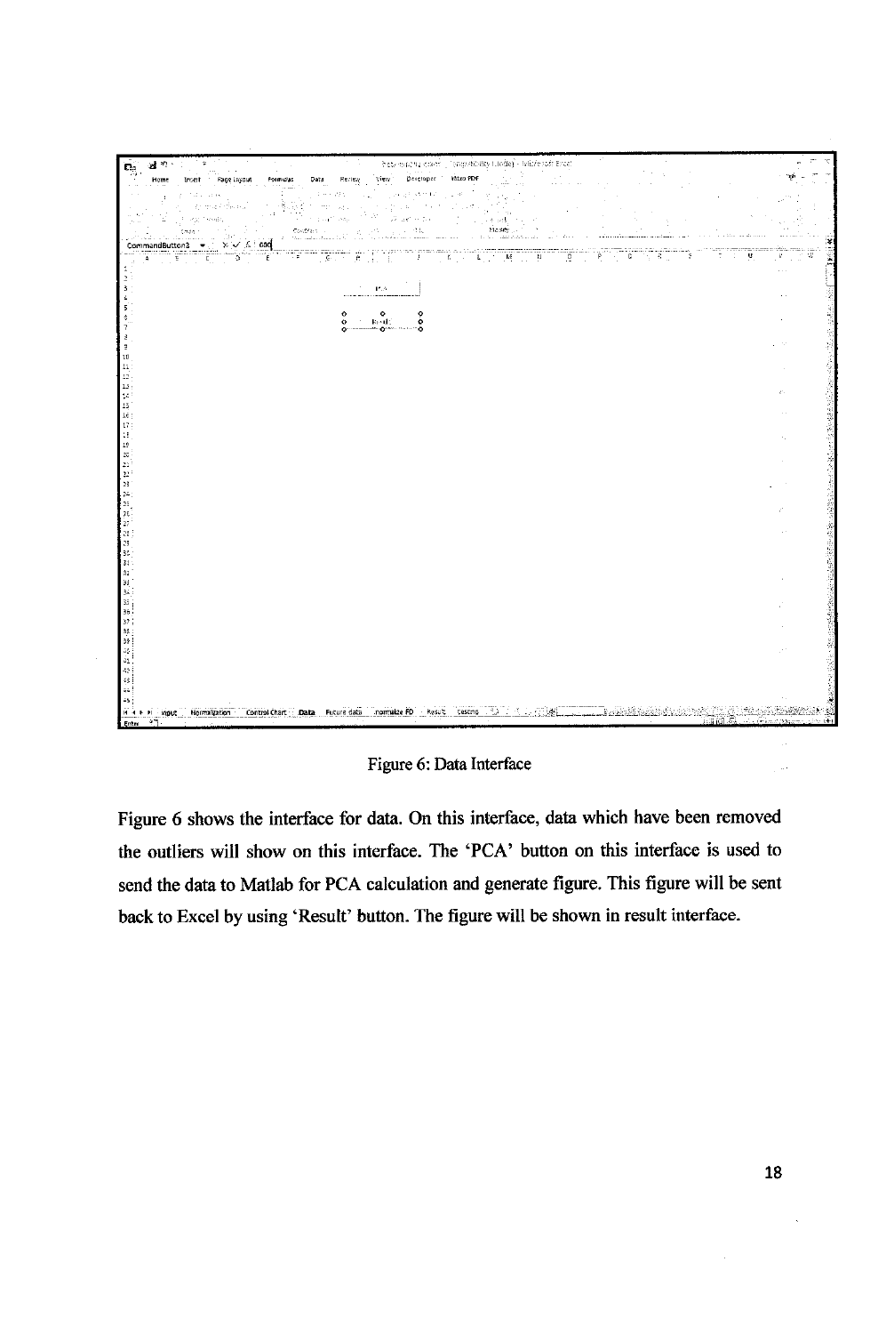Figure 6: Data Interface

Figure 6 shows the interface for data. On this interface, data which have been removed the outliers will show on this interface. The 'PCA' button on this interface is used to send the data to Matlab for PCA calculation and generate figure. This figure will be sent back to Excel by using 'Result' button. The figure will be shown in result interface.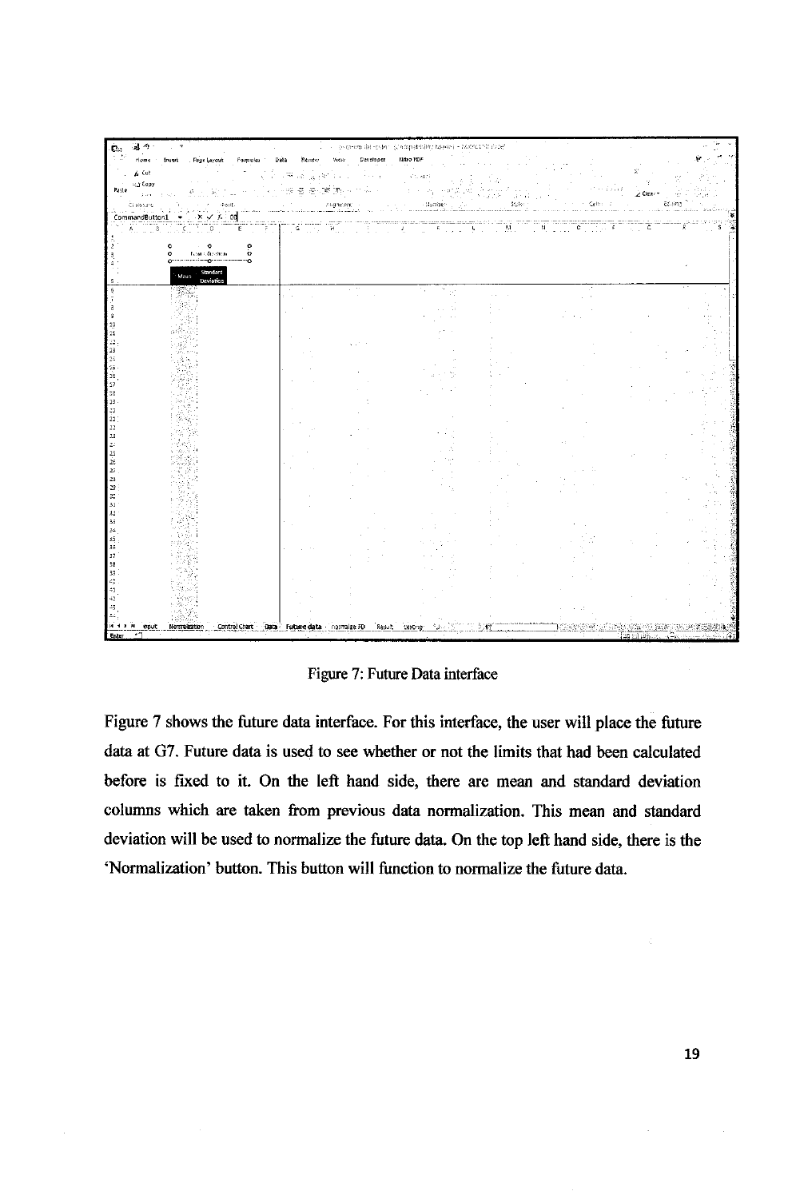Figure 7: Future Data interface

Figure 7 shows the future data interface. For this interface, the user will place the future data at G7. Future data is used to see whether or not the limits that had been calculated before is fixed to it. On the left hand side, there are mean and standard deviation columns which are taken from previous data normalization. This mean and standard deviation will be used to normalize the future data. On the top left hand side, there is the 'Normalization' button. This button will function to normalize the future data.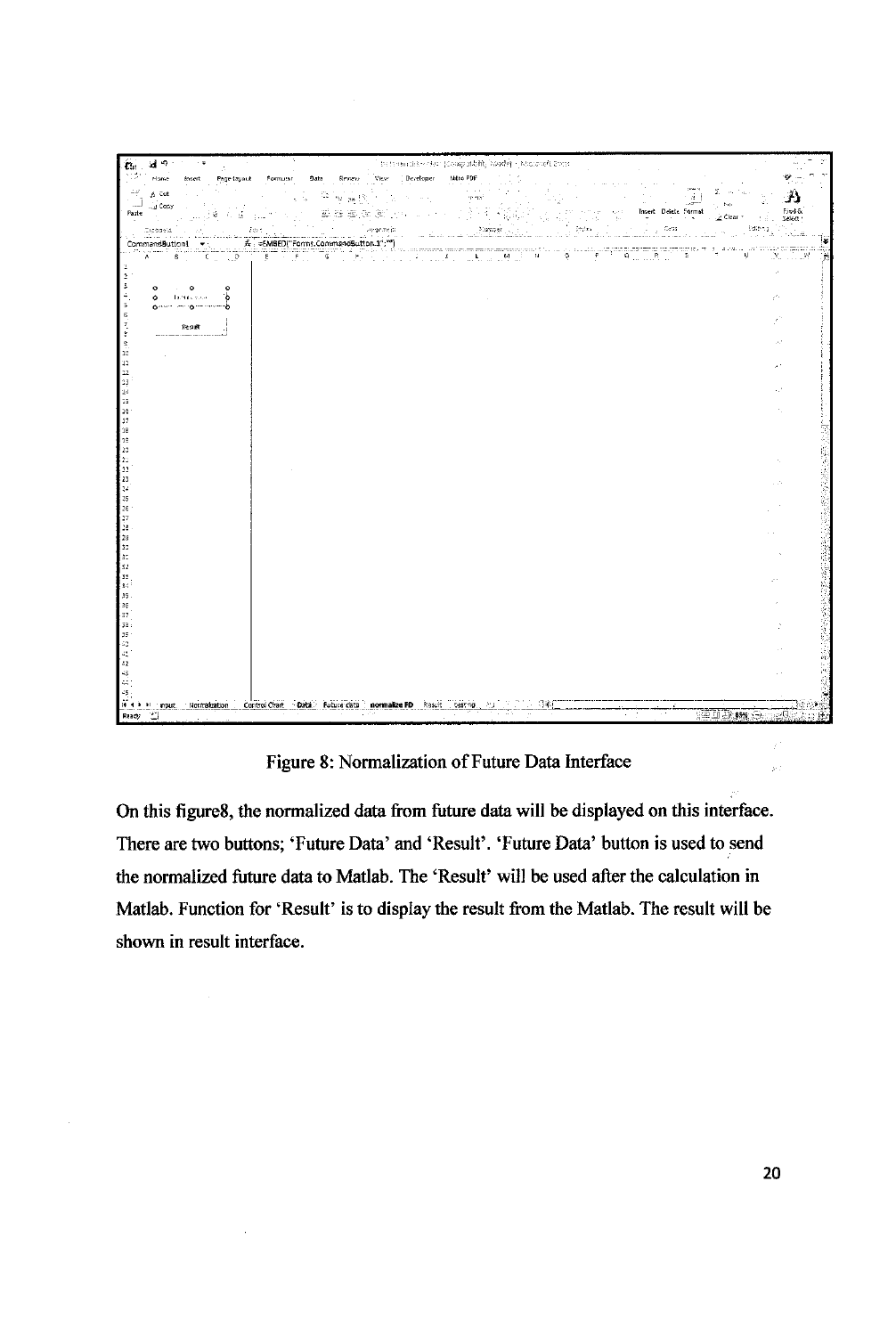Figure 8: Normalization of Future Data Interface

On this figure8, the normalized data from future data will be displayed on this interface. There are two buttons; 'Future Data' and 'Result'. 'Future Data' button is used to send the normalized future data to Matlab. The 'Result' will be used after the calculation in Matlab. Function for 'Result' is to display the result from the Matlab. The result will be shown in result interface.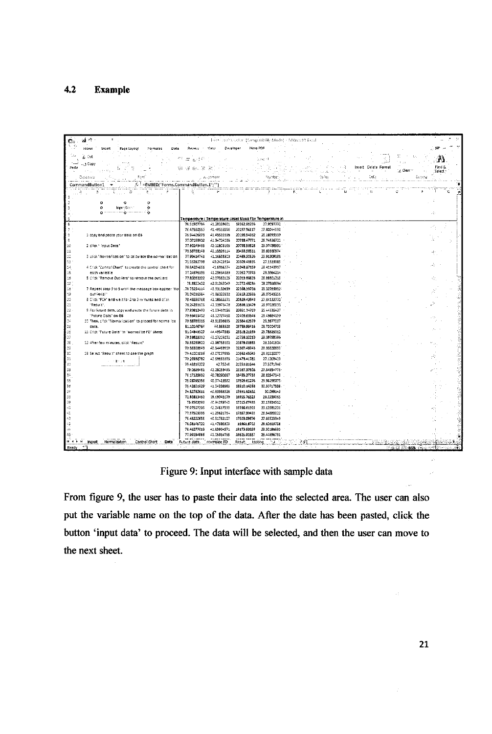## 4.2 Example

Figure 9: Input interface with sample data

From figure 9, the user has to paste their data into the selected area. The user can also put the variable name on the top of the data. After the date has been pasted, click the button 'input data' to proceed. The data will be selected, and then the user can move to the next sheet.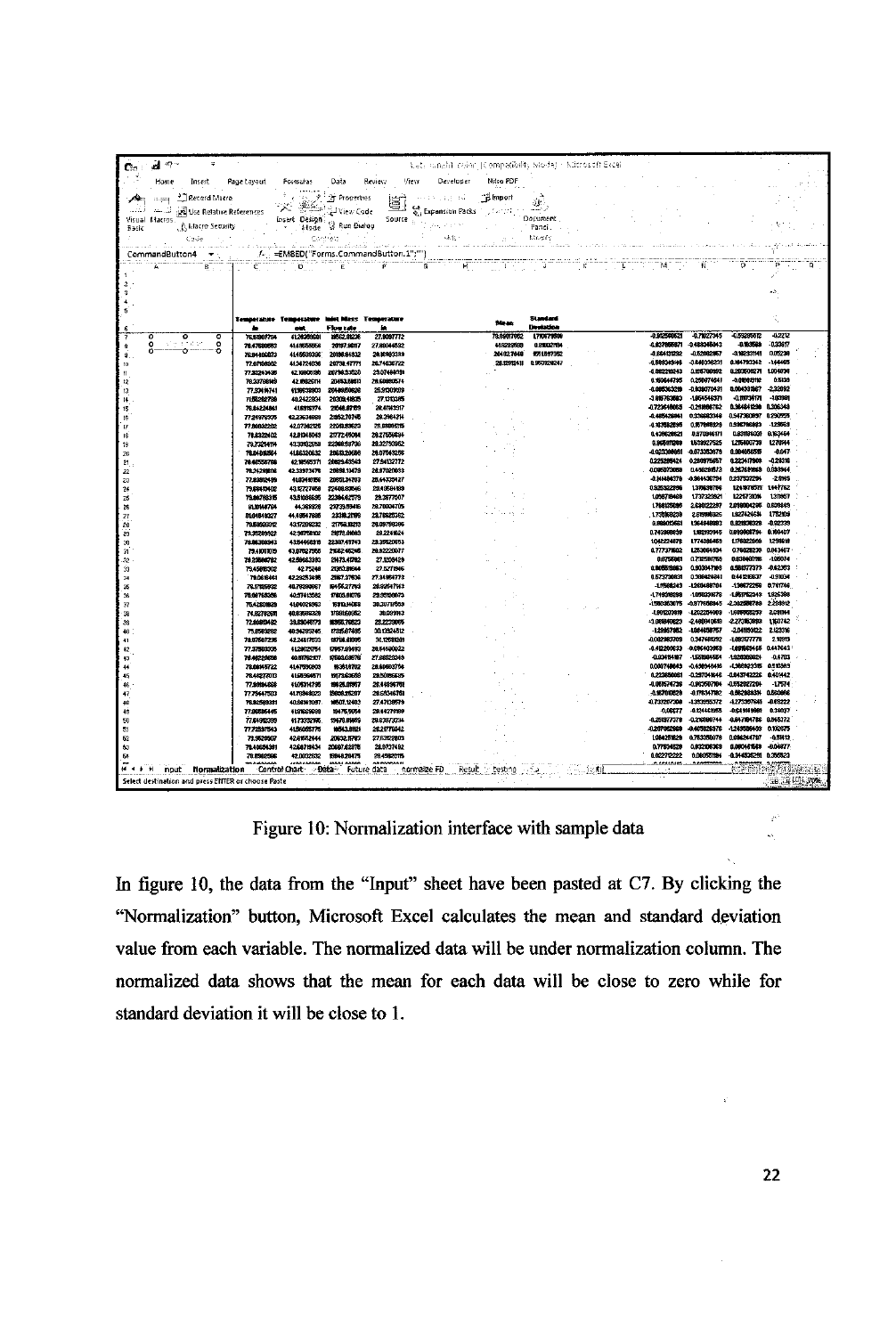Figure 10: Normalization interface with sample data

In figure 10, the data from the "Input" sheet have been pasted at C7. By clicking the "Normalization" button, Microsoft Excel calculates the mean and standard deviation value from each variable. The normalized data will be under normalization column. The normalized data shows that the mean for each data will be close to zero while for standard deviation it will be close to 1.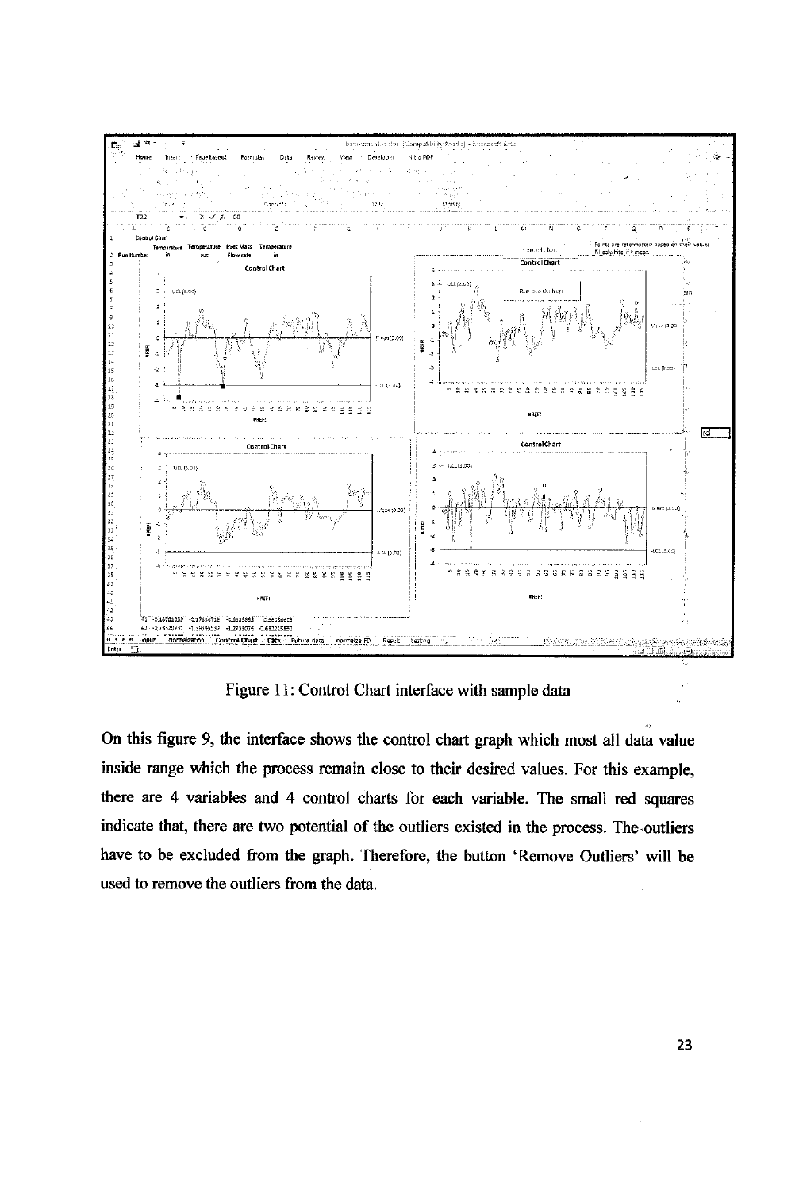Figure 11: Control Chart interface with sample data

On this figure 9, the interface shows the control chart graph which most all data value inside range which the process remain close to their desired values. For this example, there are 4 variables and 4 control charts for each variable. The small red squares indicate that, there are two potential of the outliers existed in the process. The outliers have to be excluded from the graph. Therefore, the button 'Remove Outliers' will be used to remove the outliers from the data.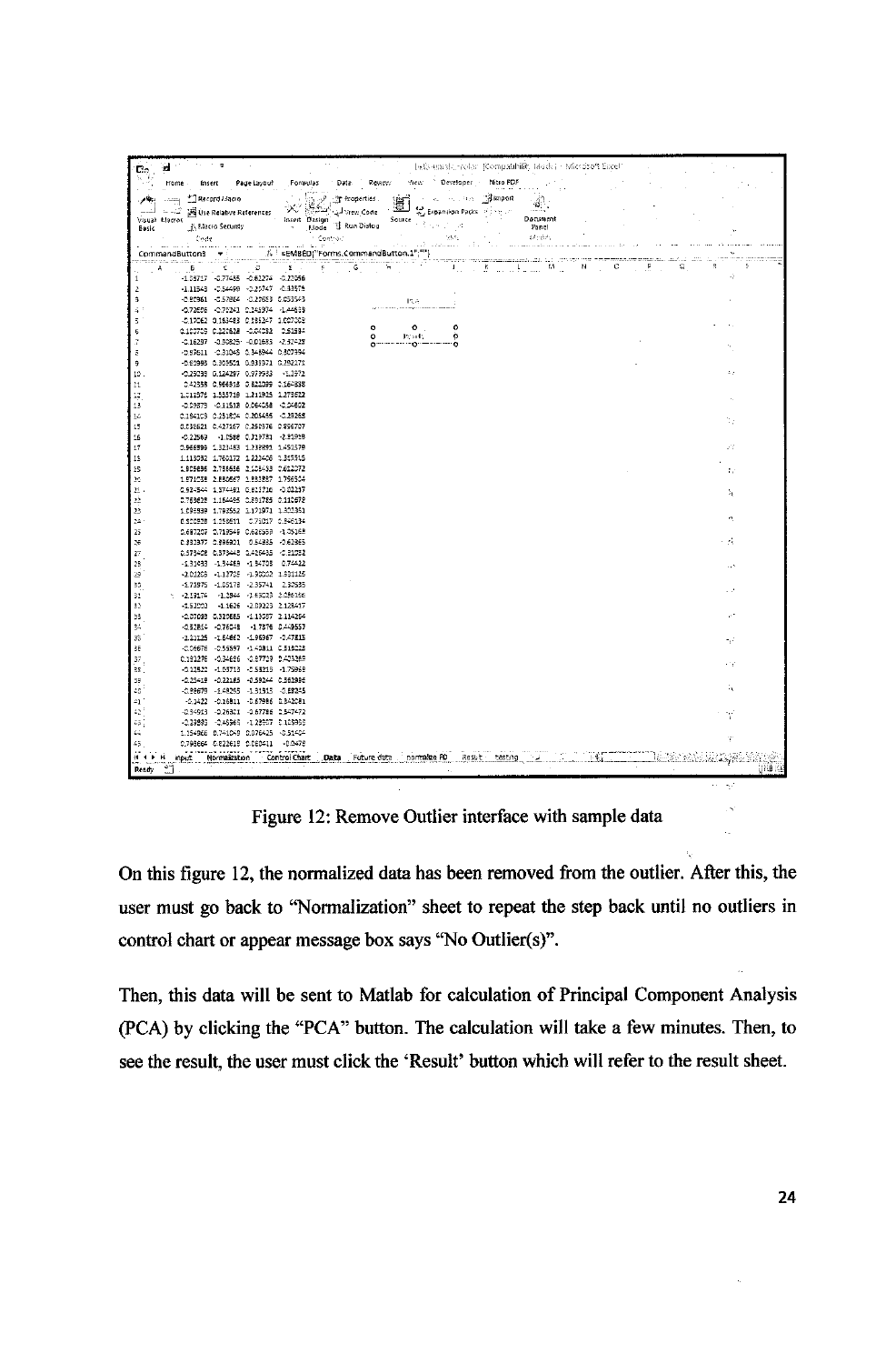Figure 12: Remove Outlier interface with sample data

On this figure 12, the normalized data has been removed from the outlier. After this, the user must go back to “Normalization” sheet to repeat the step back until no outliers in control chart or appear message box says “No Outlier(s)”.

Then, this data will be sent to Matlab for calculation of Principal Component Analysis (PCA) by clicking the “PCA” button. The calculation will take a few minutes. Then, to see the result, the user must click the ‘Result’ button which will refer to the result sheet.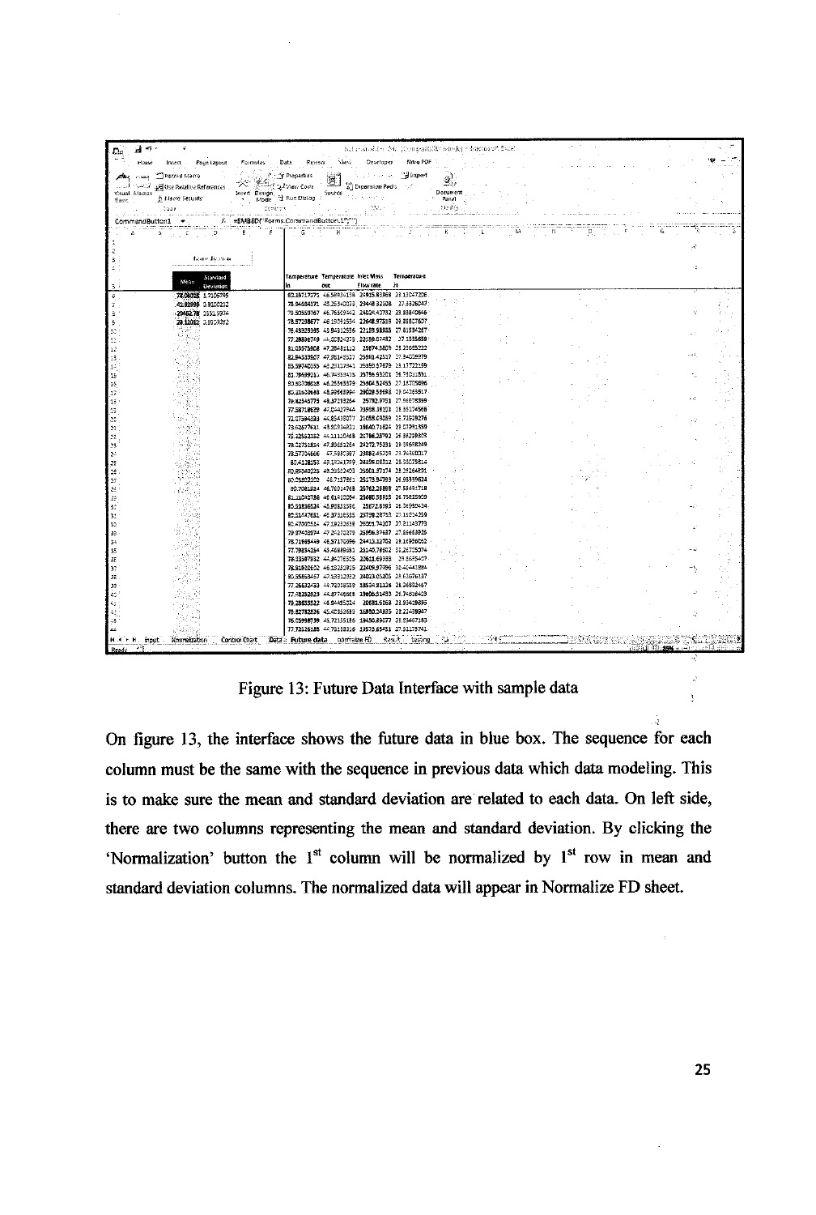Figure 13: Future Data Interface with sample data

On figure 13, the interface shows the future data in blue box. The sequence for each column must be the same with the sequence in previous data which data modeling. This is to make sure the mean and standard deviation are related to each data. On left side, there are two columns representing the mean and standard deviation. By clicking the 'Normalization' button the 1st column will be normalized by 1st row in mean and standard deviation columns. The normalized data will appear in Normalize FD sheet.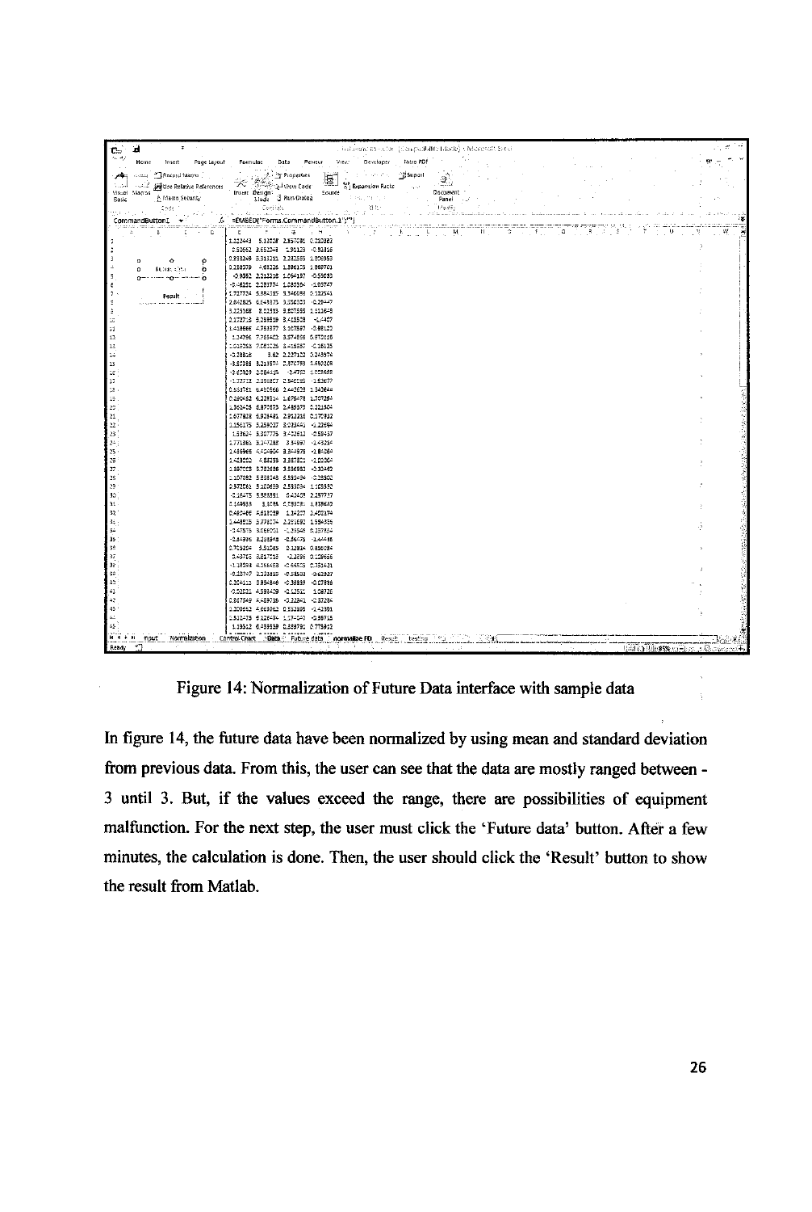Figure 14: Normalization of Future Data interface with sample data

In figure 14, the future data have been normalized by using mean and standard deviation from previous data. From this, the user can see that the data are mostly ranged between -3 until 3. But, if the values exceed the range, there are possibilities of equipment malfunction. For the next step, the user must click the 'Future data' button. After a few minutes, the calculation is done. Then, the user should click the 'Result' button to show the result from Matlab.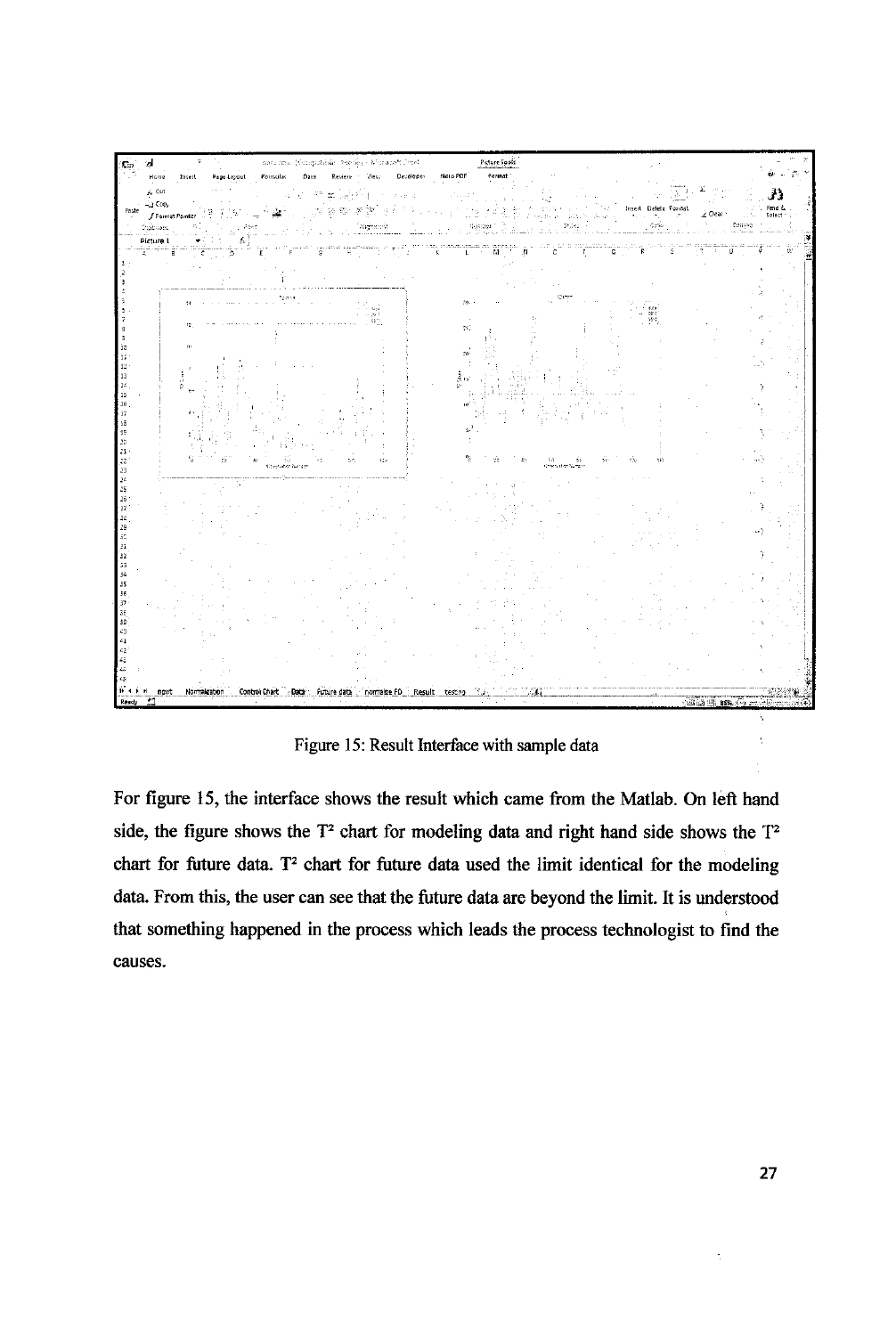Figure 15: Result Interface with sample data

For figure 15, the interface shows the result which came from the Matlab. On left hand side, the figure shows the $T^2$ chart for modeling data and right hand side shows the $T^2$ chart for future data. $T^2$ chart for future data used the limit identical for the modeling data. From this, the user can see that the future data are beyond the limit. It is understood that something happened in the process which leads the process technologist to find the causes.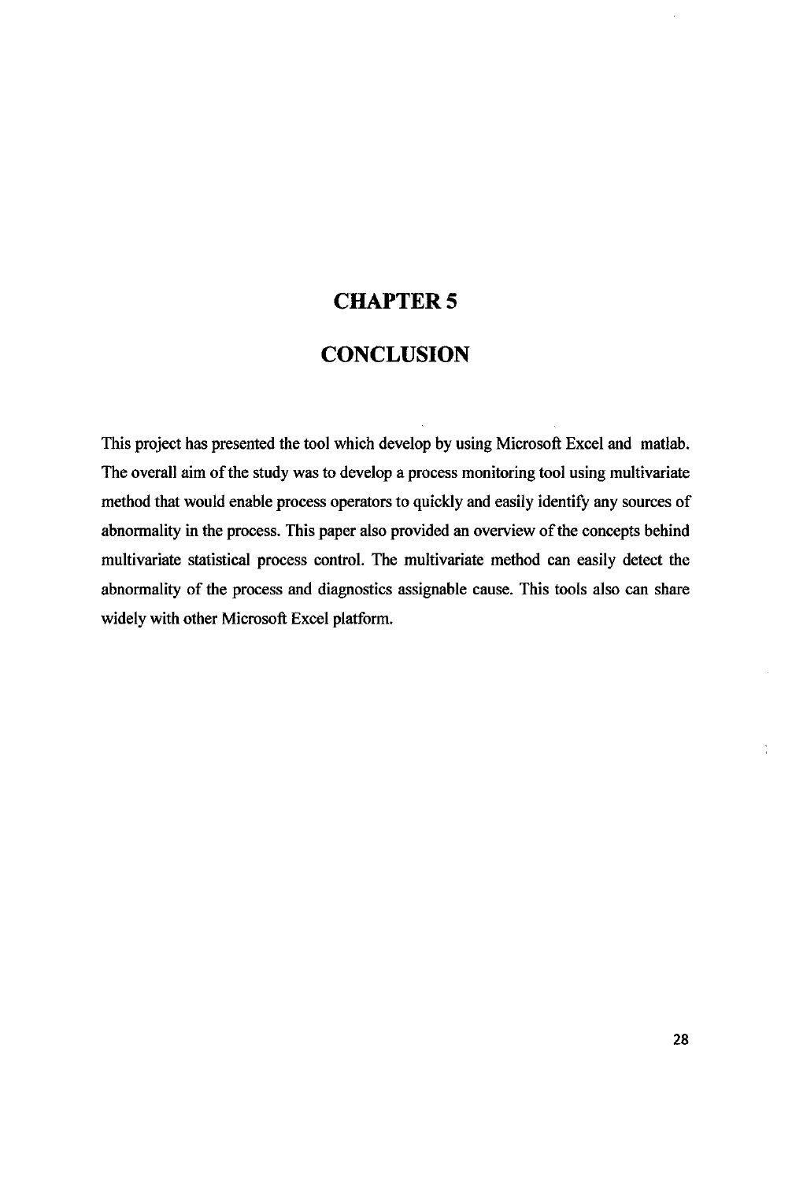# CHAPTER 5

# CONCLUSION

This project has presented the tool which develop by using Microsoft Excel and matlab. The overall aim of the study was to develop a process monitoring tool using multivariate method that would enable process operators to quickly and easily identify any sources of abnormality in the process. This paper also provided an overview of the concepts behind multivariate statistical process control. The multivariate method can easily detect the abnormality of the process and diagnostics assignable cause. This tools also can share widely with other Microsoft Excel platform.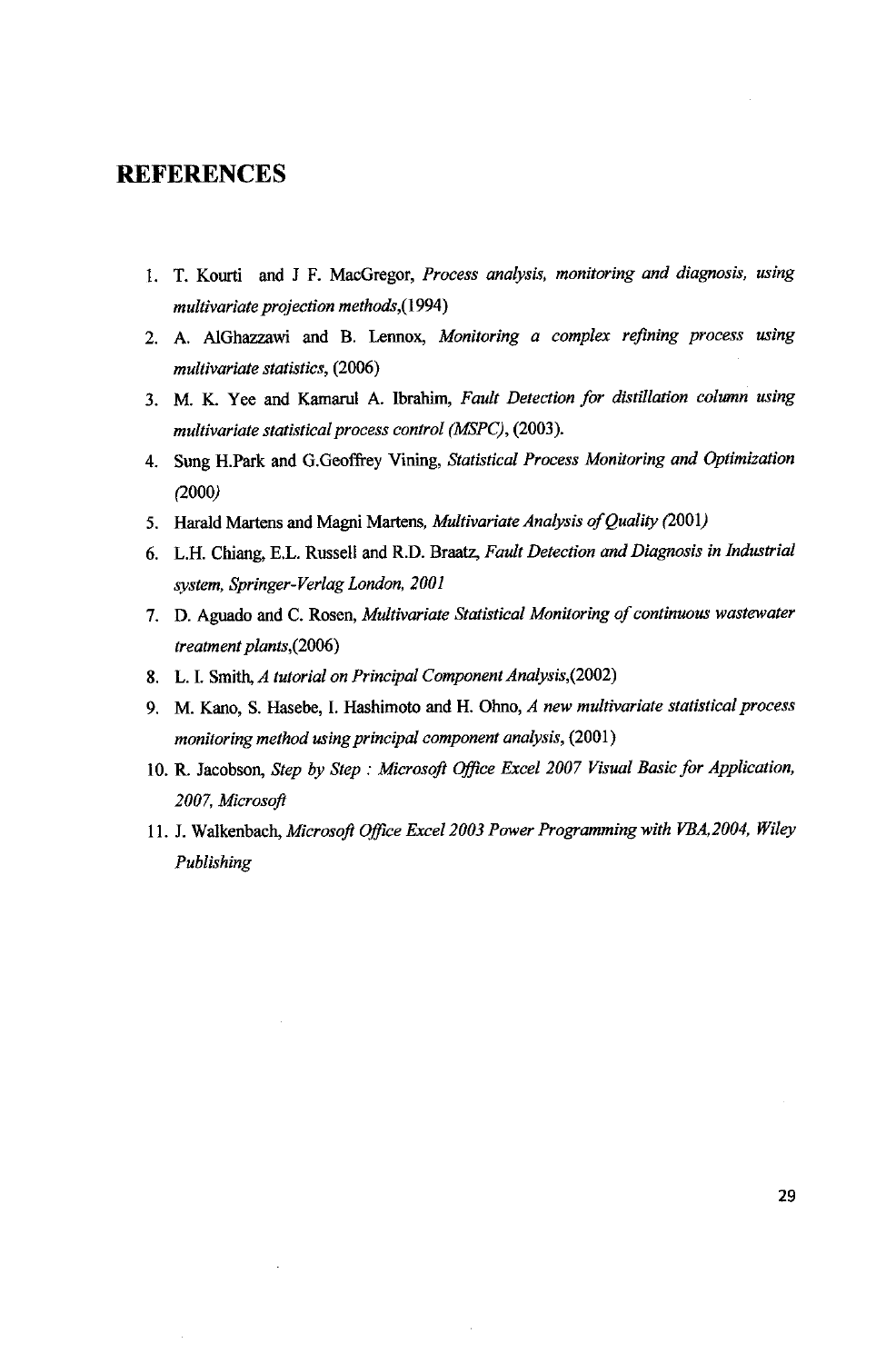# REFERENCES

1. T. Kourti and J F. MacGregor, *Process analysis, monitoring and diagnosis, using multivariate projection methods*,(1994)
2. A. AlGhazzawi and B. Lennox, *Monitoring a complex refining process using multivariate statistics*, (2006)
3. M. K. Yee and Kamarul A. Ibrahim, *Fault Detection for distillation column using multivariate statistical process control (MSPC)*, (2003).
4. Sung H.Park and G.Geoffrey Vining, *Statistical Process Monitoring and Optimization (2000)*
5. Harald Martens and Magni Martens, *Multivariate Analysis of Quality (2001)*
6. L.H. Chiang, E.L. Russell and R.D. Braatz, *Fault Detection and Diagnosis in Industrial system, Springer-Verlag London, 2001*
7. D. Aguado and C. Rosen, *Multivariate Statistical Monitoring of continuous wastewater treatment plants*,(2006)
8. L. I. Smith, *A tutorial on Principal Component Analysis*,(2002)
9. M. Kano, S. Hasebe, I. Hashimoto and H. Ohno, *A new multivariate statistical process monitoring method using principal component analysis*, (2001)
10. R. Jacobson, *Step by Step : Microsoft Office Excel 2007 Visual Basic for Application, 2007, Microsoft*
11. J. Walkenbach, *Microsoft Office Excel 2003 Power Programming with VBA,2004, Wiley Publishing*